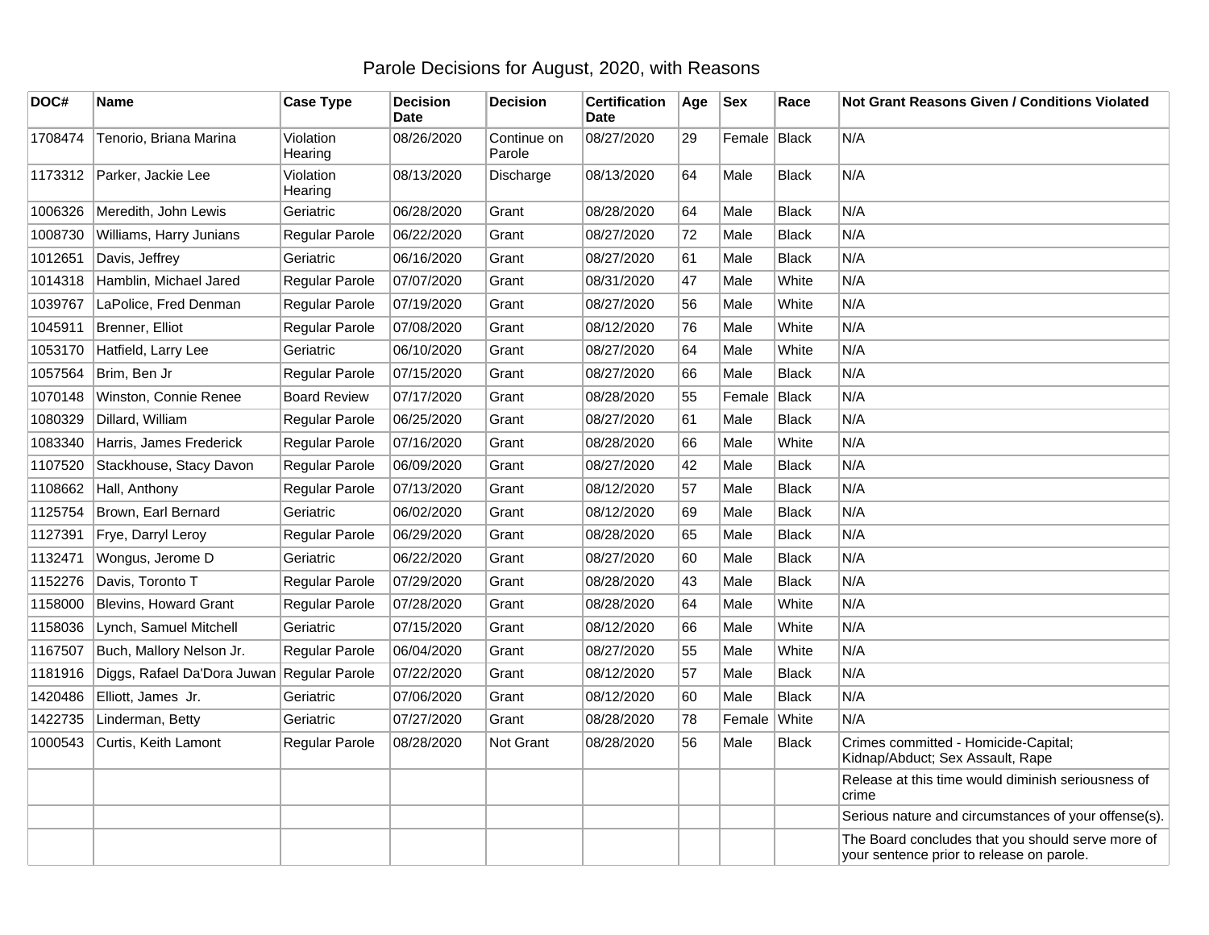# Parole Decisions for August, 2020, with Reasons

| DOC# | Name | Case Type | Decision Date | Decision | Certification Date | Age | Sex | Race | Not Grant Reasons Given / Conditions Violated |
|---|---|---|---|---|---|---|---|---|---|
| 1708474 | Tenorio, Briana Marina | Violation Hearing | 08/26/2020 | Continue on Parole | 08/27/2020 | 29 | Female | Black | N/A |
| 1173312 | Parker, Jackie Lee | Violation Hearing | 08/13/2020 | Discharge | 08/13/2020 | 64 | Male | Black | N/A |
| 1006326 | Meredith, John Lewis | Geriatric | 06/28/2020 | Grant | 08/28/2020 | 64 | Male | Black | N/A |
| 1008730 | Williams, Harry Junians | Regular Parole | 06/22/2020 | Grant | 08/27/2020 | 72 | Male | Black | N/A |
| 1012651 | Davis, Jeffrey | Geriatric | 06/16/2020 | Grant | 08/27/2020 | 61 | Male | Black | N/A |
| 1014318 | Hamblin, Michael Jared | Regular Parole | 07/07/2020 | Grant | 08/31/2020 | 47 | Male | White | N/A |
| 1039767 | LaPolice, Fred Denman | Regular Parole | 07/19/2020 | Grant | 08/27/2020 | 56 | Male | White | N/A |
| 1045911 | Brenner, Elliot | Regular Parole | 07/08/2020 | Grant | 08/12/2020 | 76 | Male | White | N/A |
| 1053170 | Hatfield, Larry Lee | Geriatric | 06/10/2020 | Grant | 08/27/2020 | 64 | Male | White | N/A |
| 1057564 | Brim, Ben Jr | Regular Parole | 07/15/2020 | Grant | 08/27/2020 | 66 | Male | Black | N/A |
| 1070148 | Winston, Connie Renee | Board Review | 07/17/2020 | Grant | 08/28/2020 | 55 | Female | Black | N/A |
| 1080329 | Dillard, William | Regular Parole | 06/25/2020 | Grant | 08/27/2020 | 61 | Male | Black | N/A |
| 1083340 | Harris, James Frederick | Regular Parole | 07/16/2020 | Grant | 08/28/2020 | 66 | Male | White | N/A |
| 1107520 | Stackhouse, Stacy Davon | Regular Parole | 06/09/2020 | Grant | 08/27/2020 | 42 | Male | Black | N/A |
| 1108662 | Hall, Anthony | Regular Parole | 07/13/2020 | Grant | 08/12/2020 | 57 | Male | Black | N/A |
| 1125754 | Brown, Earl Bernard | Geriatric | 06/02/2020 | Grant | 08/12/2020 | 69 | Male | Black | N/A |
| 1127391 | Frye, Darryl Leroy | Regular Parole | 06/29/2020 | Grant | 08/28/2020 | 65 | Male | Black | N/A |
| 1132471 | Wongus, Jerome D | Geriatric | 06/22/2020 | Grant | 08/27/2020 | 60 | Male | Black | N/A |
| 1152276 | Davis, Toronto T | Regular Parole | 07/29/2020 | Grant | 08/28/2020 | 43 | Male | Black | N/A |
| 1158000 | Blevins, Howard Grant | Regular Parole | 07/28/2020 | Grant | 08/28/2020 | 64 | Male | White | N/A |
| 1158036 | Lynch, Samuel Mitchell | Geriatric | 07/15/2020 | Grant | 08/12/2020 | 66 | Male | White | N/A |
| 1167507 | Buch, Mallory Nelson Jr. | Regular Parole | 06/04/2020 | Grant | 08/27/2020 | 55 | Male | White | N/A |
| 1181916 | Diggs, Rafael Da'Dora Juwan | Regular Parole | 07/22/2020 | Grant | 08/12/2020 | 57 | Male | Black | N/A |
| 1420486 | Elliott, James Jr. | Geriatric | 07/06/2020 | Grant | 08/12/2020 | 60 | Male | Black | N/A |
| 1422735 | Linderman, Betty | Geriatric | 07/27/2020 | Grant | 08/28/2020 | 78 | Female | White | N/A |
| 1000543 | Curtis, Keith Lamont | Regular Parole | 08/28/2020 | Not Grant | 08/28/2020 | 56 | Male | Black | Crimes committed - Homicide-Capital; Kidnap/Abduct; Sex Assault, Rape |
| | | | | | | | | | Release at this time would diminish seriousness of crime |
| | | | | | | | | | Serious nature and circumstances of your offense(s). |
| | | | | | | | | | The Board concludes that you should serve more of your sentence prior to release on parole. |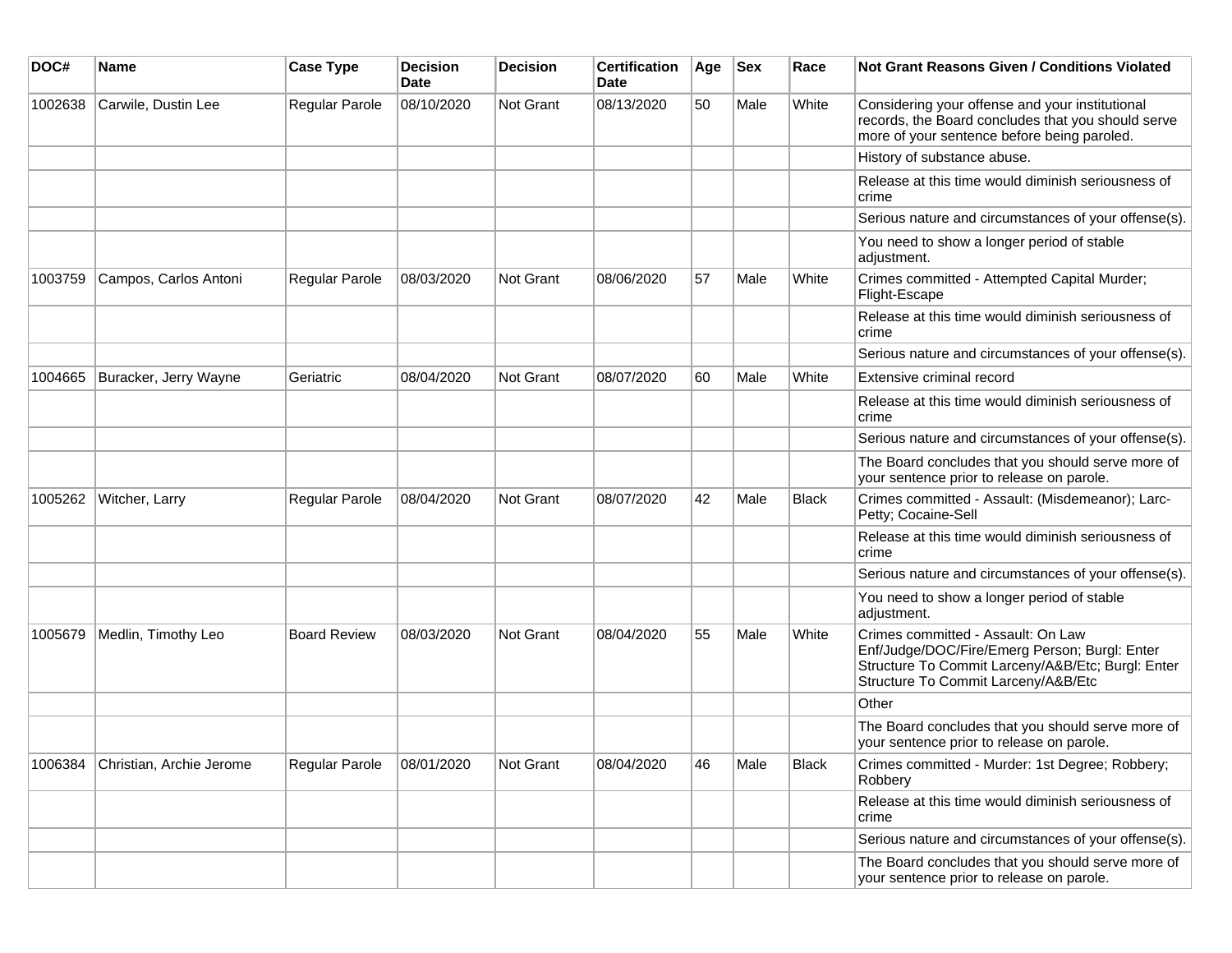| DOC# | Name | Case Type | Decision Date | Decision | Certification Date | Age | Sex | Race | Not Grant Reasons Given / Conditions Violated |
|---|---|---|---|---|---|---|---|---|---|
| 1002638 | Carwile, Dustin Lee | Regular Parole | 08/10/2020 | Not Grant | 08/13/2020 | 50 | Male | White | Considering your offense and your institutional records, the Board concludes that you should serve more of your sentence before being paroled. |
| | | | | | | | | | History of substance abuse. |
| | | | | | | | | | Release at this time would diminish seriousness of crime |
| | | | | | | | | | Serious nature and circumstances of your offense(s). |
| | | | | | | | | | You need to show a longer period of stable adjustment. |
| 1003759 | Campos, Carlos Antoni | Regular Parole | 08/03/2020 | Not Grant | 08/06/2020 | 57 | Male | White | Crimes committed - Attempted Capital Murder; Flight-Escape |
| | | | | | | | | | Release at this time would diminish seriousness of crime |
| | | | | | | | | | Serious nature and circumstances of your offense(s). |
| 1004665 | Buracker, Jerry Wayne | Geriatric | 08/04/2020 | Not Grant | 08/07/2020 | 60 | Male | White | Extensive criminal record |
| | | | | | | | | | Release at this time would diminish seriousness of crime |
| | | | | | | | | | Serious nature and circumstances of your offense(s). |
| | | | | | | | | | The Board concludes that you should serve more of your sentence prior to release on parole. |
| 1005262 | Witcher, Larry | Regular Parole | 08/04/2020 | Not Grant | 08/07/2020 | 42 | Male | Black | Crimes committed - Assault: (Misdemeanor); Larc-Petty; Cocaine-Sell |
| | | | | | | | | | Release at this time would diminish seriousness of crime |
| | | | | | | | | | Serious nature and circumstances of your offense(s). |
| | | | | | | | | | You need to show a longer period of stable adjustment. |
| 1005679 | Medlin, Timothy Leo | Board Review | 08/03/2020 | Not Grant | 08/04/2020 | 55 | Male | White | Crimes committed - Assault: On Law Enf/Judge/DOC/Fire/Emerg Person; Burgl: Enter Structure To Commit Larceny/A&B/Etc; Burgl: Enter Structure To Commit Larceny/A&B/Etc |
| | | | | | | | | | Other |
| | | | | | | | | | The Board concludes that you should serve more of your sentence prior to release on parole. |
| 1006384 | Christian, Archie Jerome | Regular Parole | 08/01/2020 | Not Grant | 08/04/2020 | 46 | Male | Black | Crimes committed - Murder: 1st Degree; Robbery; Robbery |
| | | | | | | | | | Release at this time would diminish seriousness of crime |
| | | | | | | | | | Serious nature and circumstances of your offense(s). |
| | | | | | | | | | The Board concludes that you should serve more of your sentence prior to release on parole. |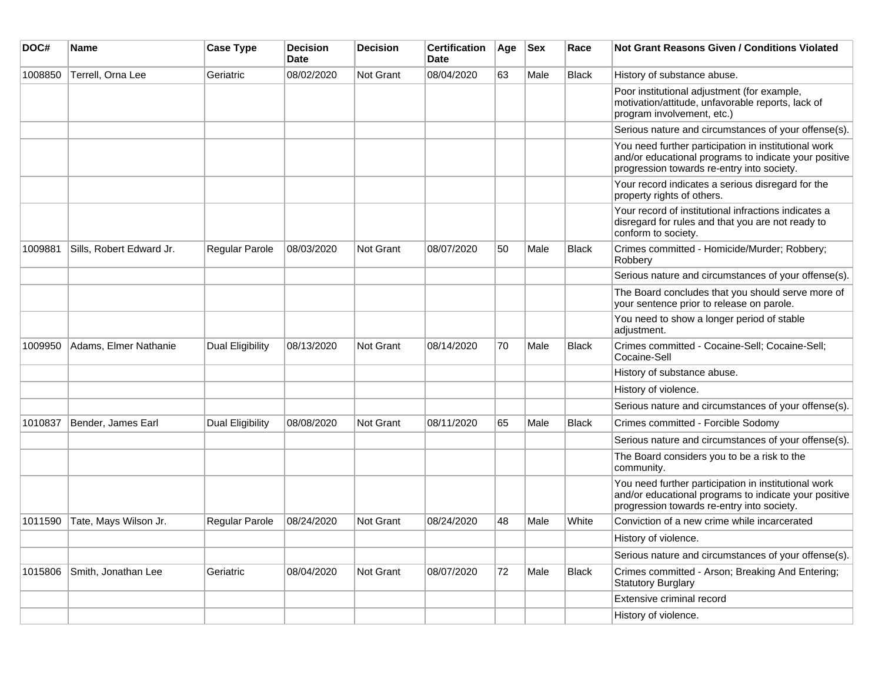| DOC# | Name | Case Type | Decision Date | Decision | Certification Date | Age | Sex | Race | Not Grant Reasons Given / Conditions Violated |
|---|---|---|---|---|---|---|---|---|---|
| 1008850 | Terrell, Orna Lee | Geriatric | 08/02/2020 | Not Grant | 08/04/2020 | 63 | Male | Black | History of substance abuse. |
| | | | | | | | | | Poor institutional adjustment (for example, motivation/attitude, unfavorable reports, lack of program involvement, etc.) |
| | | | | | | | | | Serious nature and circumstances of your offense(s). |
| | | | | | | | | | You need further participation in institutional work and/or educational programs to indicate your positive progression towards re-entry into society. |
| | | | | | | | | | Your record indicates a serious disregard for the property rights of others. |
| | | | | | | | | | Your record of institutional infractions indicates a disregard for rules and that you are not ready to conform to society. |
| 1009881 | Sills, Robert Edward Jr. | Regular Parole | 08/03/2020 | Not Grant | 08/07/2020 | 50 | Male | Black | Crimes committed - Homicide/Murder; Robbery; Robbery |
| | | | | | | | | | Serious nature and circumstances of your offense(s). |
| | | | | | | | | | The Board concludes that you should serve more of your sentence prior to release on parole. |
| | | | | | | | | | You need to show a longer period of stable adjustment. |
| 1009950 | Adams, Elmer Nathanie | Dual Eligibility | 08/13/2020 | Not Grant | 08/14/2020 | 70 | Male | Black | Crimes committed - Cocaine-Sell; Cocaine-Sell; Cocaine-Sell |
| | | | | | | | | | History of substance abuse. |
| | | | | | | | | | History of violence. |
| | | | | | | | | | Serious nature and circumstances of your offense(s). |
| 1010837 | Bender, James Earl | Dual Eligibility | 08/08/2020 | Not Grant | 08/11/2020 | 65 | Male | Black | Crimes committed - Forcible Sodomy |
| | | | | | | | | | Serious nature and circumstances of your offense(s). |
| | | | | | | | | | The Board considers you to be a risk to the community. |
| | | | | | | | | | You need further participation in institutional work and/or educational programs to indicate your positive progression towards re-entry into society. |
| 1011590 | Tate, Mays Wilson Jr. | Regular Parole | 08/24/2020 | Not Grant | 08/24/2020 | 48 | Male | White | Conviction of a new crime while incarcerated |
| | | | | | | | | | History of violence. |
| | | | | | | | | | Serious nature and circumstances of your offense(s). |
| 1015806 | Smith, Jonathan Lee | Geriatric | 08/04/2020 | Not Grant | 08/07/2020 | 72 | Male | Black | Crimes committed - Arson; Breaking And Entering; Statutory Burglary |
| | | | | | | | | | Extensive criminal record |
| | | | | | | | | | History of violence. |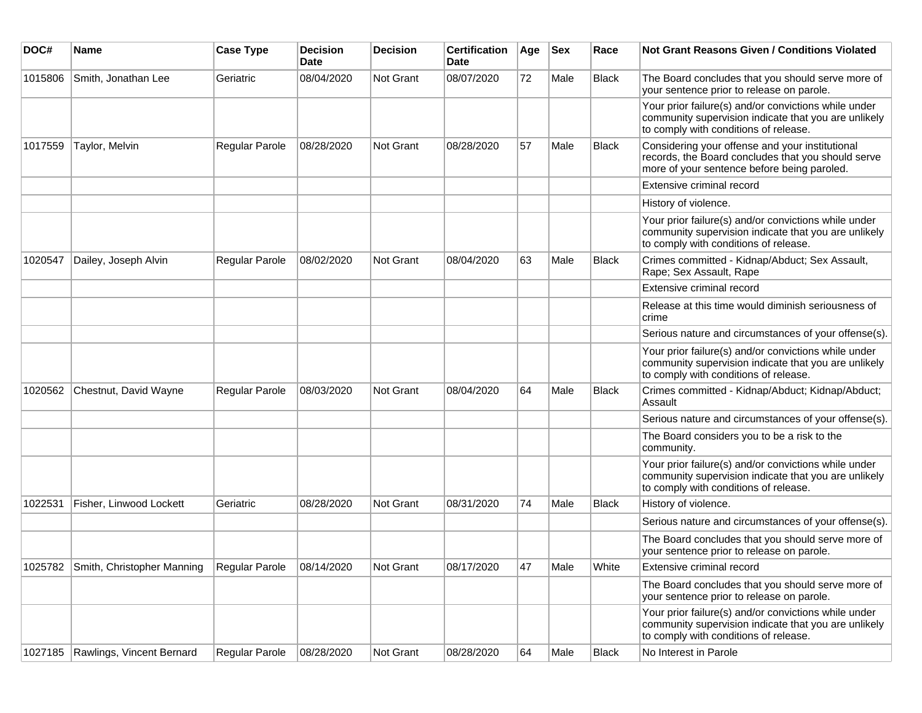| DOC# | Name | Case Type | Decision Date | Decision | Certification Date | Age | Sex | Race | Not Grant Reasons Given / Conditions Violated |
|---|---|---|---|---|---|---|---|---|---|
| 1015806 | Smith, Jonathan Lee | Geriatric | 08/04/2020 | Not Grant | 08/07/2020 | 72 | Male | Black | The Board concludes that you should serve more of your sentence prior to release on parole. |
| | | | | | | | | | Your prior failure(s) and/or convictions while under community supervision indicate that you are unlikely to comply with conditions of release. |
| 1017559 | Taylor, Melvin | Regular Parole | 08/28/2020 | Not Grant | 08/28/2020 | 57 | Male | Black | Considering your offense and your institutional records, the Board concludes that you should serve more of your sentence before being paroled. |
| | | | | | | | | | Extensive criminal record |
| | | | | | | | | | History of violence. |
| | | | | | | | | | Your prior failure(s) and/or convictions while under community supervision indicate that you are unlikely to comply with conditions of release. |
| 1020547 | Dailey, Joseph Alvin | Regular Parole | 08/02/2020 | Not Grant | 08/04/2020 | 63 | Male | Black | Crimes committed - Kidnap/Abduct; Sex Assault, Rape; Sex Assault, Rape |
| | | | | | | | | | Extensive criminal record |
| | | | | | | | | | Release at this time would diminish seriousness of crime |
| | | | | | | | | | Serious nature and circumstances of your offense(s). |
| | | | | | | | | | Your prior failure(s) and/or convictions while under community supervision indicate that you are unlikely to comply with conditions of release. |
| 1020562 | Chestnut, David Wayne | Regular Parole | 08/03/2020 | Not Grant | 08/04/2020 | 64 | Male | Black | Crimes committed - Kidnap/Abduct; Kidnap/Abduct; Assault |
| | | | | | | | | | Serious nature and circumstances of your offense(s). |
| | | | | | | | | | The Board considers you to be a risk to the community. |
| | | | | | | | | | Your prior failure(s) and/or convictions while under community supervision indicate that you are unlikely to comply with conditions of release. |
| 1022531 | Fisher, Linwood Lockett | Geriatric | 08/28/2020 | Not Grant | 08/31/2020 | 74 | Male | Black | History of violence. |
| | | | | | | | | | Serious nature and circumstances of your offense(s). |
| | | | | | | | | | The Board concludes that you should serve more of your sentence prior to release on parole. |
| 1025782 | Smith, Christopher Manning | Regular Parole | 08/14/2020 | Not Grant | 08/17/2020 | 47 | Male | White | Extensive criminal record |
| | | | | | | | | | The Board concludes that you should serve more of your sentence prior to release on parole. |
| | | | | | | | | | Your prior failure(s) and/or convictions while under community supervision indicate that you are unlikely to comply with conditions of release. |
| 1027185 | Rawlings, Vincent Bernard | Regular Parole | 08/28/2020 | Not Grant | 08/28/2020 | 64 | Male | Black | No Interest in Parole |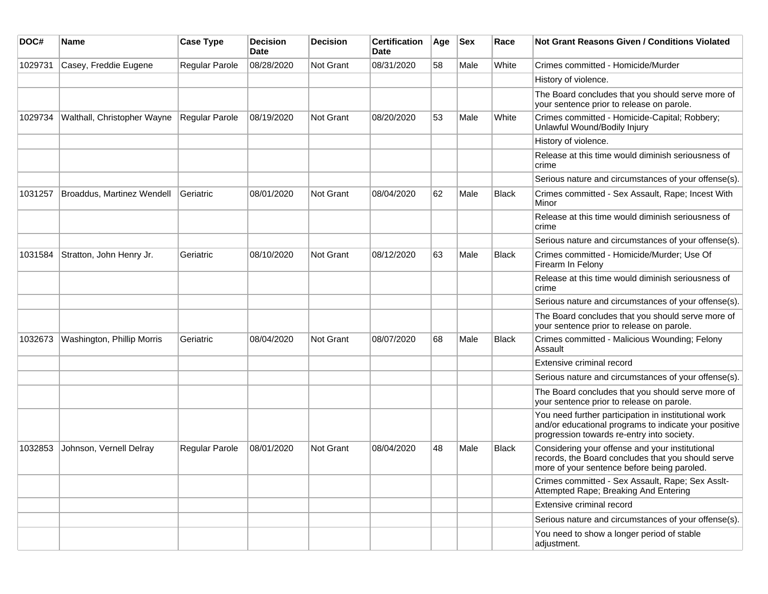| DOC# | Name | Case Type | Decision Date | Decision | Certification Date | Age | Sex | Race | Not Grant Reasons Given / Conditions Violated |
|---|---|---|---|---|---|---|---|---|---|
| 1029731 | Casey, Freddie Eugene | Regular Parole | 08/28/2020 | Not Grant | 08/31/2020 | 58 | Male | White | Crimes committed - Homicide/Murder |
| | | | | | | | | | History of violence. |
| | | | | | | | | | The Board concludes that you should serve more of your sentence prior to release on parole. |
| 1029734 | Walthall, Christopher Wayne | Regular Parole | 08/19/2020 | Not Grant | 08/20/2020 | 53 | Male | White | Crimes committed - Homicide-Capital; Robbery; Unlawful Wound/Bodily Injury |
| | | | | | | | | | History of violence. |
| | | | | | | | | | Release at this time would diminish seriousness of crime |
| | | | | | | | | | Serious nature and circumstances of your offense(s). |
| 1031257 | Broaddus, Martinez Wendell | Geriatric | 08/01/2020 | Not Grant | 08/04/2020 | 62 | Male | Black | Crimes committed - Sex Assault, Rape; Incest With Minor |
| | | | | | | | | | Release at this time would diminish seriousness of crime |
| | | | | | | | | | Serious nature and circumstances of your offense(s). |
| 1031584 | Stratton, John Henry Jr. | Geriatric | 08/10/2020 | Not Grant | 08/12/2020 | 63 | Male | Black | Crimes committed - Homicide/Murder; Use Of Firearm In Felony |
| | | | | | | | | | Release at this time would diminish seriousness of crime |
| | | | | | | | | | Serious nature and circumstances of your offense(s). |
| | | | | | | | | | The Board concludes that you should serve more of your sentence prior to release on parole. |
| 1032673 | Washington, Phillip Morris | Geriatric | 08/04/2020 | Not Grant | 08/07/2020 | 68 | Male | Black | Crimes committed - Malicious Wounding; Felony Assault |
| | | | | | | | | | Extensive criminal record |
| | | | | | | | | | Serious nature and circumstances of your offense(s). |
| | | | | | | | | | The Board concludes that you should serve more of your sentence prior to release on parole. |
| | | | | | | | | | You need further participation in institutional work and/or educational programs to indicate your positive progression towards re-entry into society. |
| 1032853 | Johnson, Vernell Delray | Regular Parole | 08/01/2020 | Not Grant | 08/04/2020 | 48 | Male | Black | Considering your offense and your institutional records, the Board concludes that you should serve more of your sentence before being paroled. |
| | | | | | | | | | Crimes committed - Sex Assault, Rape; Sex Asslt-Attempted Rape; Breaking And Entering |
| | | | | | | | | | Extensive criminal record |
| | | | | | | | | | Serious nature and circumstances of your offense(s). |
| | | | | | | | | | You need to show a longer period of stable adjustment. |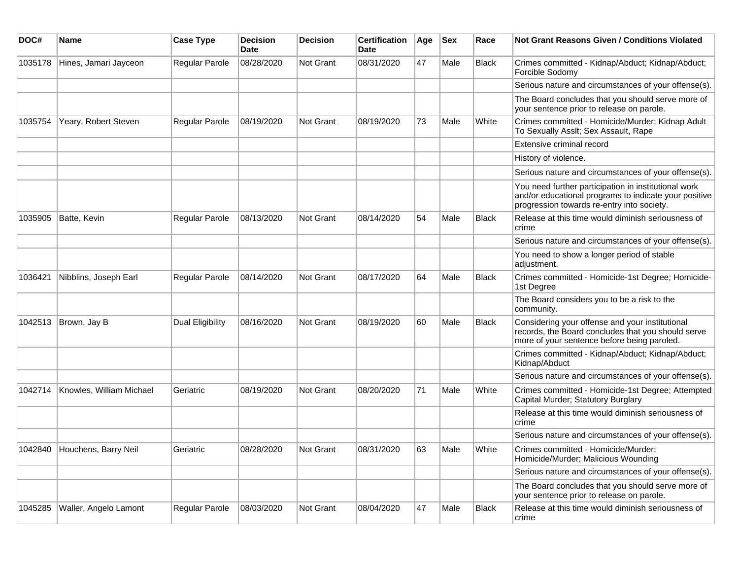| DOC# | Name | Case Type | Decision Date | Decision | Certification Date | Age | Sex | Race | Not Grant Reasons Given / Conditions Violated |
|---|---|---|---|---|---|---|---|---|---|
| 1035178 | Hines, Jamari Jayceon | Regular Parole | 08/28/2020 | Not Grant | 08/31/2020 | 47 | Male | Black | Crimes committed - Kidnap/Abduct; Kidnap/Abduct; Forcible Sodomy |
| | | | | | | | | | Serious nature and circumstances of your offense(s). |
| | | | | | | | | | The Board concludes that you should serve more of your sentence prior to release on parole. |
| 1035754 | Yeary, Robert Steven | Regular Parole | 08/19/2020 | Not Grant | 08/19/2020 | 73 | Male | White | Crimes committed - Homicide/Murder; Kidnap Adult To Sexually Asslt; Sex Assault, Rape |
| | | | | | | | | | Extensive criminal record |
| | | | | | | | | | History of violence. |
| | | | | | | | | | Serious nature and circumstances of your offense(s). |
| | | | | | | | | | You need further participation in institutional work and/or educational programs to indicate your positive progression towards re-entry into society. |
| 1035905 | Batte, Kevin | Regular Parole | 08/13/2020 | Not Grant | 08/14/2020 | 54 | Male | Black | Release at this time would diminish seriousness of crime |
| | | | | | | | | | Serious nature and circumstances of your offense(s). |
| | | | | | | | | | You need to show a longer period of stable adjustment. |
| 1036421 | Nibblins, Joseph Earl | Regular Parole | 08/14/2020 | Not Grant | 08/17/2020 | 64 | Male | Black | Crimes committed - Homicide-1st Degree; Homicide-1st Degree |
| | | | | | | | | | The Board considers you to be a risk to the community. |
| 1042513 | Brown, Jay B | Dual Eligibility | 08/16/2020 | Not Grant | 08/19/2020 | 60 | Male | Black | Considering your offense and your institutional records, the Board concludes that you should serve more of your sentence before being paroled. |
| | | | | | | | | | Crimes committed - Kidnap/Abduct; Kidnap/Abduct; Kidnap/Abduct |
| | | | | | | | | | Serious nature and circumstances of your offense(s). |
| 1042714 | Knowles, William Michael | Geriatric | 08/19/2020 | Not Grant | 08/20/2020 | 71 | Male | White | Crimes committed - Homicide-1st Degree; Attempted Capital Murder; Statutory Burglary |
| | | | | | | | | | Release at this time would diminish seriousness of crime |
| | | | | | | | | | Serious nature and circumstances of your offense(s). |
| 1042840 | Houchens, Barry Neil | Geriatric | 08/28/2020 | Not Grant | 08/31/2020 | 63 | Male | White | Crimes committed - Homicide/Murder; Homicide/Murder; Malicious Wounding |
| | | | | | | | | | Serious nature and circumstances of your offense(s). |
| | | | | | | | | | The Board concludes that you should serve more of your sentence prior to release on parole. |
| 1045285 | Waller, Angelo Lamont | Regular Parole | 08/03/2020 | Not Grant | 08/04/2020 | 47 | Male | Black | Release at this time would diminish seriousness of crime |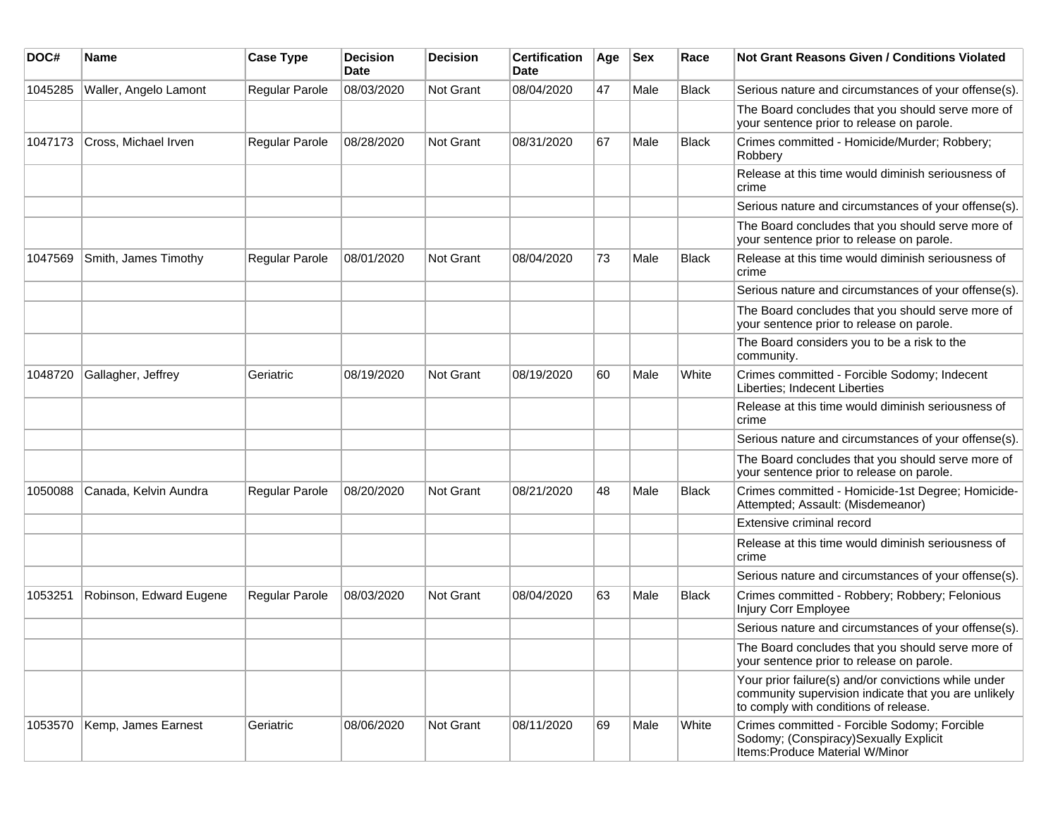| DOC# | Name | Case Type | Decision Date | Decision | Certification Date | Age | Sex | Race | Not Grant Reasons Given / Conditions Violated |
|---|---|---|---|---|---|---|---|---|---|
| 1045285 | Waller, Angelo Lamont | Regular Parole | 08/03/2020 | Not Grant | 08/04/2020 | 47 | Male | Black | Serious nature and circumstances of your offense(s). |
| | | | | | | | | | The Board concludes that you should serve more of your sentence prior to release on parole. |
| 1047173 | Cross, Michael Irven | Regular Parole | 08/28/2020 | Not Grant | 08/31/2020 | 67 | Male | Black | Crimes committed - Homicide/Murder; Robbery; Robbery |
| | | | | | | | | | Release at this time would diminish seriousness of crime |
| | | | | | | | | | Serious nature and circumstances of your offense(s). |
| | | | | | | | | | The Board concludes that you should serve more of your sentence prior to release on parole. |
| 1047569 | Smith, James Timothy | Regular Parole | 08/01/2020 | Not Grant | 08/04/2020 | 73 | Male | Black | Release at this time would diminish seriousness of crime |
| | | | | | | | | | Serious nature and circumstances of your offense(s). |
| | | | | | | | | | The Board concludes that you should serve more of your sentence prior to release on parole. |
| | | | | | | | | | The Board considers you to be a risk to the community. |
| 1048720 | Gallagher, Jeffrey | Geriatric | 08/19/2020 | Not Grant | 08/19/2020 | 60 | Male | White | Crimes committed - Forcible Sodomy; Indecent Liberties; Indecent Liberties |
| | | | | | | | | | Release at this time would diminish seriousness of crime |
| | | | | | | | | | Serious nature and circumstances of your offense(s). |
| | | | | | | | | | The Board concludes that you should serve more of your sentence prior to release on parole. |
| 1050088 | Canada, Kelvin Aundra | Regular Parole | 08/20/2020 | Not Grant | 08/21/2020 | 48 | Male | Black | Crimes committed - Homicide-1st Degree; Homicide-Attempted; Assault: (Misdemeanor) |
| | | | | | | | | | Extensive criminal record |
| | | | | | | | | | Release at this time would diminish seriousness of crime |
| | | | | | | | | | Serious nature and circumstances of your offense(s). |
| 1053251 | Robinson, Edward Eugene | Regular Parole | 08/03/2020 | Not Grant | 08/04/2020 | 63 | Male | Black | Crimes committed - Robbery; Robbery; Felonious Injury Corr Employee |
| | | | | | | | | | Serious nature and circumstances of your offense(s). |
| | | | | | | | | | The Board concludes that you should serve more of your sentence prior to release on parole. |
| | | | | | | | | | Your prior failure(s) and/or convictions while under community supervision indicate that you are unlikely to comply with conditions of release. |
| 1053570 | Kemp, James Earnest | Geriatric | 08/06/2020 | Not Grant | 08/11/2020 | 69 | Male | White | Crimes committed - Forcible Sodomy; Forcible Sodomy; (Conspiracy)Sexually Explicit Items:Produce Material W/Minor |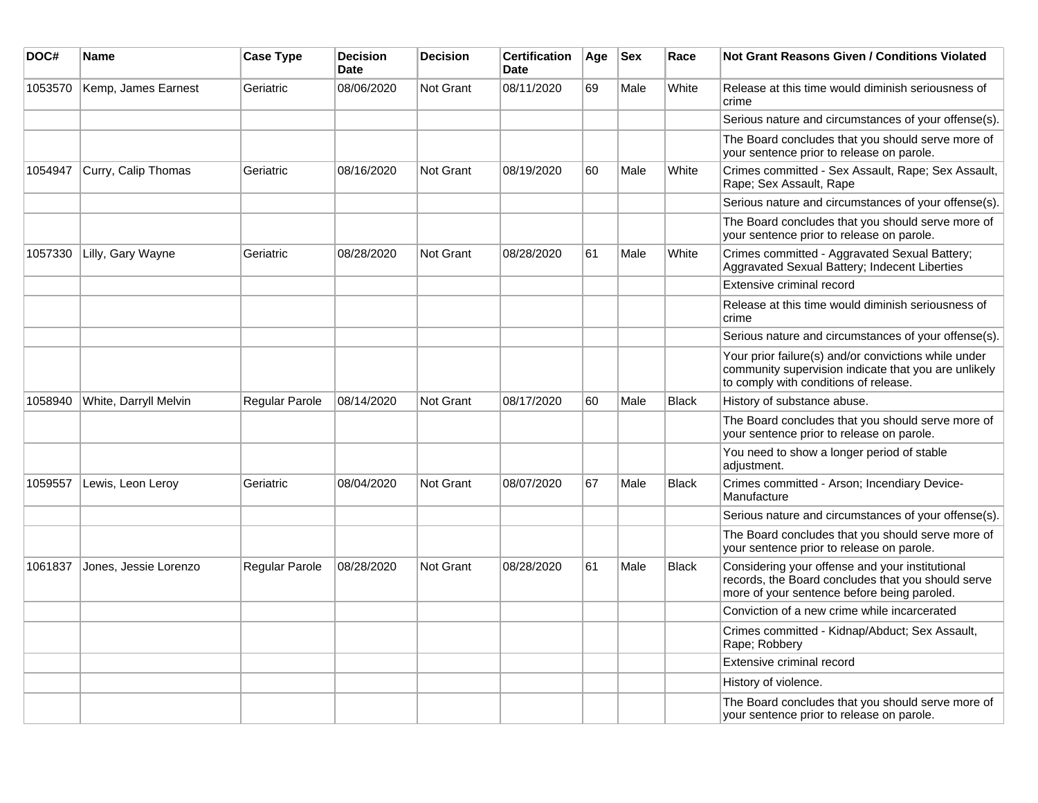| DOC# | Name | Case Type | Decision Date | Decision | Certification Date | Age | Sex | Race | Not Grant Reasons Given / Conditions Violated |
|---|---|---|---|---|---|---|---|---|---|
| 1053570 | Kemp, James Earnest | Geriatric | 08/06/2020 | Not Grant | 08/11/2020 | 69 | Male | White | Release at this time would diminish seriousness of crime |
| | | | | | | | | | Serious nature and circumstances of your offense(s). |
| | | | | | | | | | The Board concludes that you should serve more of your sentence prior to release on parole. |
| 1054947 | Curry, Calip Thomas | Geriatric | 08/16/2020 | Not Grant | 08/19/2020 | 60 | Male | White | Crimes committed - Sex Assault, Rape; Sex Assault, Rape; Sex Assault, Rape |
| | | | | | | | | | Serious nature and circumstances of your offense(s). |
| | | | | | | | | | The Board concludes that you should serve more of your sentence prior to release on parole. |
| 1057330 | Lilly, Gary Wayne | Geriatric | 08/28/2020 | Not Grant | 08/28/2020 | 61 | Male | White | Crimes committed - Aggravated Sexual Battery; Aggravated Sexual Battery; Indecent Liberties |
| | | | | | | | | | Extensive criminal record |
| | | | | | | | | | Release at this time would diminish seriousness of crime |
| | | | | | | | | | Serious nature and circumstances of your offense(s). |
| | | | | | | | | | Your prior failure(s) and/or convictions while under community supervision indicate that you are unlikely to comply with conditions of release. |
| 1058940 | White, Darryll Melvin | Regular Parole | 08/14/2020 | Not Grant | 08/17/2020 | 60 | Male | Black | History of substance abuse. |
| | | | | | | | | | The Board concludes that you should serve more of your sentence prior to release on parole. |
| | | | | | | | | | You need to show a longer period of stable adjustment. |
| 1059557 | Lewis, Leon Leroy | Geriatric | 08/04/2020 | Not Grant | 08/07/2020 | 67 | Male | Black | Crimes committed - Arson; Incendiary Device-Manufacture |
| | | | | | | | | | Serious nature and circumstances of your offense(s). |
| | | | | | | | | | The Board concludes that you should serve more of your sentence prior to release on parole. |
| 1061837 | Jones, Jessie Lorenzo | Regular Parole | 08/28/2020 | Not Grant | 08/28/2020 | 61 | Male | Black | Considering your offense and your institutional records, the Board concludes that you should serve more of your sentence before being paroled. |
| | | | | | | | | | Conviction of a new crime while incarcerated |
| | | | | | | | | | Crimes committed - Kidnap/Abduct; Sex Assault, Rape; Robbery |
| | | | | | | | | | Extensive criminal record |
| | | | | | | | | | History of violence. |
| | | | | | | | | | The Board concludes that you should serve more of your sentence prior to release on parole. |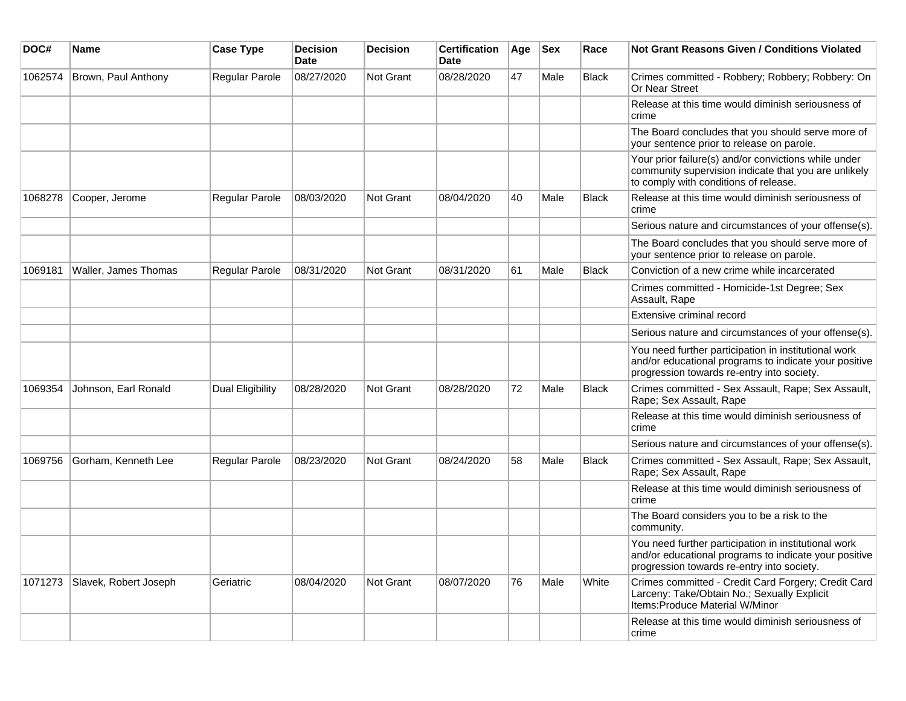| DOC# | Name | Case Type | Decision Date | Decision | Certification Date | Age | Sex | Race | Not Grant Reasons Given / Conditions Violated |
|---|---|---|---|---|---|---|---|---|---|
| 1062574 | Brown, Paul Anthony | Regular Parole | 08/27/2020 | Not Grant | 08/28/2020 | 47 | Male | Black | Crimes committed - Robbery; Robbery; Robbery: On Or Near Street |
| | | | | | | | | | Release at this time would diminish seriousness of crime |
| | | | | | | | | | The Board concludes that you should serve more of your sentence prior to release on parole. |
| | | | | | | | | | Your prior failure(s) and/or convictions while under community supervision indicate that you are unlikely to comply with conditions of release. |
| 1068278 | Cooper, Jerome | Regular Parole | 08/03/2020 | Not Grant | 08/04/2020 | 40 | Male | Black | Release at this time would diminish seriousness of crime |
| | | | | | | | | | Serious nature and circumstances of your offense(s). |
| | | | | | | | | | The Board concludes that you should serve more of your sentence prior to release on parole. |
| 1069181 | Waller, James Thomas | Regular Parole | 08/31/2020 | Not Grant | 08/31/2020 | 61 | Male | Black | Conviction of a new crime while incarcerated |
| | | | | | | | | | Crimes committed - Homicide-1st Degree; Sex Assault, Rape |
| | | | | | | | | | Extensive criminal record |
| | | | | | | | | | Serious nature and circumstances of your offense(s). |
| | | | | | | | | | You need further participation in institutional work and/or educational programs to indicate your positive progression towards re-entry into society. |
| 1069354 | Johnson, Earl Ronald | Dual Eligibility | 08/28/2020 | Not Grant | 08/28/2020 | 72 | Male | Black | Crimes committed - Sex Assault, Rape; Sex Assault, Rape; Sex Assault, Rape |
| | | | | | | | | | Release at this time would diminish seriousness of crime |
| | | | | | | | | | Serious nature and circumstances of your offense(s). |
| 1069756 | Gorham, Kenneth Lee | Regular Parole | 08/23/2020 | Not Grant | 08/24/2020 | 58 | Male | Black | Crimes committed - Sex Assault, Rape; Sex Assault, Rape; Sex Assault, Rape |
| | | | | | | | | | Release at this time would diminish seriousness of crime |
| | | | | | | | | | The Board considers you to be a risk to the community. |
| | | | | | | | | | You need further participation in institutional work and/or educational programs to indicate your positive progression towards re-entry into society. |
| 1071273 | Slavek, Robert Joseph | Geriatric | 08/04/2020 | Not Grant | 08/07/2020 | 76 | Male | White | Crimes committed - Credit Card Forgery; Credit Card Larceny: Take/Obtain No.; Sexually Explicit Items:Produce Material W/Minor |
| | | | | | | | | | Release at this time would diminish seriousness of crime |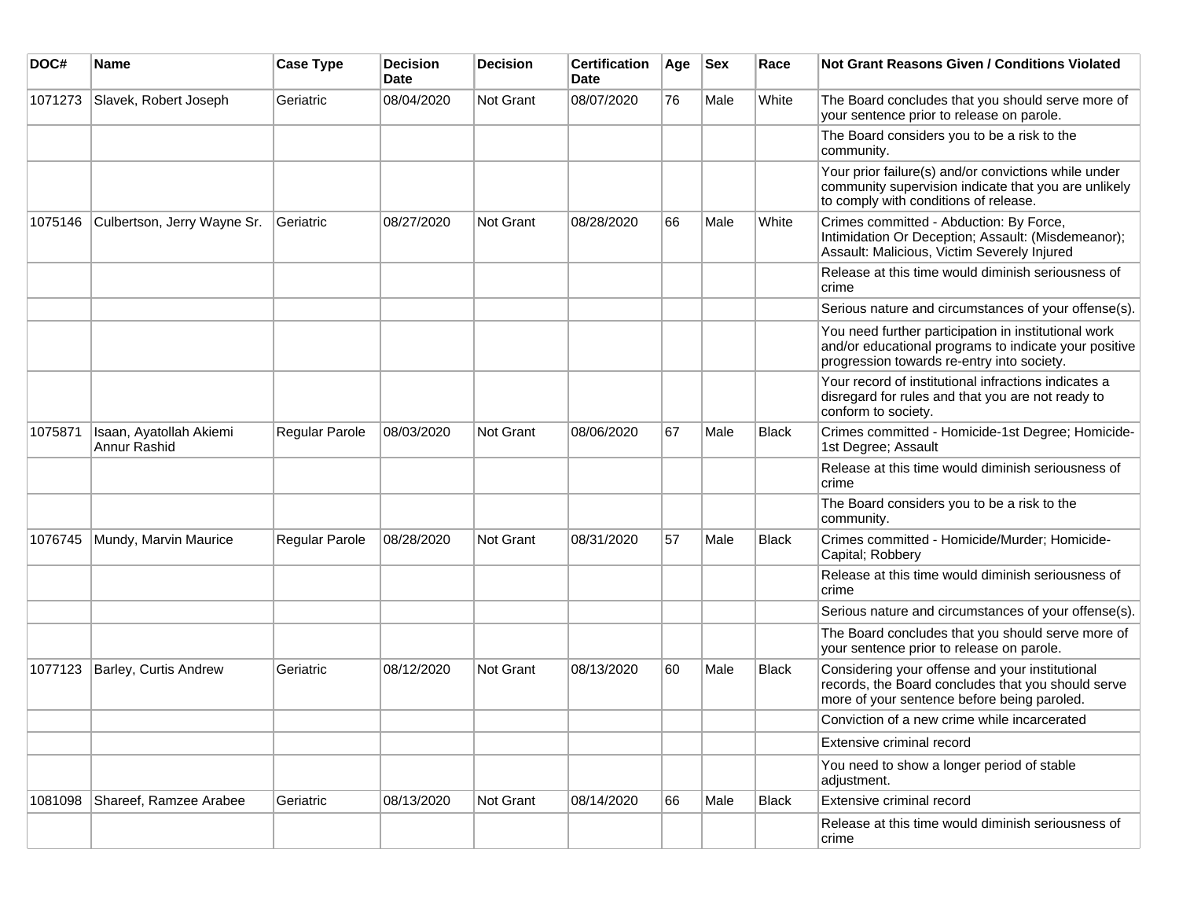| DOC# | Name | Case Type | Decision Date | Decision | Certification Date | Age | Sex | Race | Not Grant Reasons Given / Conditions Violated |
|---|---|---|---|---|---|---|---|---|---|
| 1071273 | Slavek, Robert Joseph | Geriatric | 08/04/2020 | Not Grant | 08/07/2020 | 76 | Male | White | The Board concludes that you should serve more of your sentence prior to release on parole. |
| | | | | | | | | | The Board considers you to be a risk to the community. |
| | | | | | | | | | Your prior failure(s) and/or convictions while under community supervision indicate that you are unlikely to comply with conditions of release. |
| 1075146 | Culbertson, Jerry Wayne Sr. | Geriatric | 08/27/2020 | Not Grant | 08/28/2020 | 66 | Male | White | Crimes committed - Abduction: By Force, Intimidation Or Deception; Assault: (Misdemeanor); Assault: Malicious, Victim Severely Injured |
| | | | | | | | | | Release at this time would diminish seriousness of crime |
| | | | | | | | | | Serious nature and circumstances of your offense(s). |
| | | | | | | | | | You need further participation in institutional work and/or educational programs to indicate your positive progression towards re-entry into society. |
| | | | | | | | | | Your record of institutional infractions indicates a disregard for rules and that you are not ready to conform to society. |
| 1075871 | Isaan, Ayatollah Akiemi Annur Rashid | Regular Parole | 08/03/2020 | Not Grant | 08/06/2020 | 67 | Male | Black | Crimes committed - Homicide-1st Degree; Homicide-1st Degree; Assault |
| | | | | | | | | | Release at this time would diminish seriousness of crime |
| | | | | | | | | | The Board considers you to be a risk to the community. |
| 1076745 | Mundy, Marvin Maurice | Regular Parole | 08/28/2020 | Not Grant | 08/31/2020 | 57 | Male | Black | Crimes committed - Homicide/Murder; Homicide-Capital; Robbery |
| | | | | | | | | | Release at this time would diminish seriousness of crime |
| | | | | | | | | | Serious nature and circumstances of your offense(s). |
| | | | | | | | | | The Board concludes that you should serve more of your sentence prior to release on parole. |
| 1077123 | Barley, Curtis Andrew | Geriatric | 08/12/2020 | Not Grant | 08/13/2020 | 60 | Male | Black | Considering your offense and your institutional records, the Board concludes that you should serve more of your sentence before being paroled. |
| | | | | | | | | | Conviction of a new crime while incarcerated |
| | | | | | | | | | Extensive criminal record |
| | | | | | | | | | You need to show a longer period of stable adjustment. |
| 1081098 | Shareef, Ramzee Arabee | Geriatric | 08/13/2020 | Not Grant | 08/14/2020 | 66 | Male | Black | Extensive criminal record |
| | | | | | | | | | Release at this time would diminish seriousness of crime |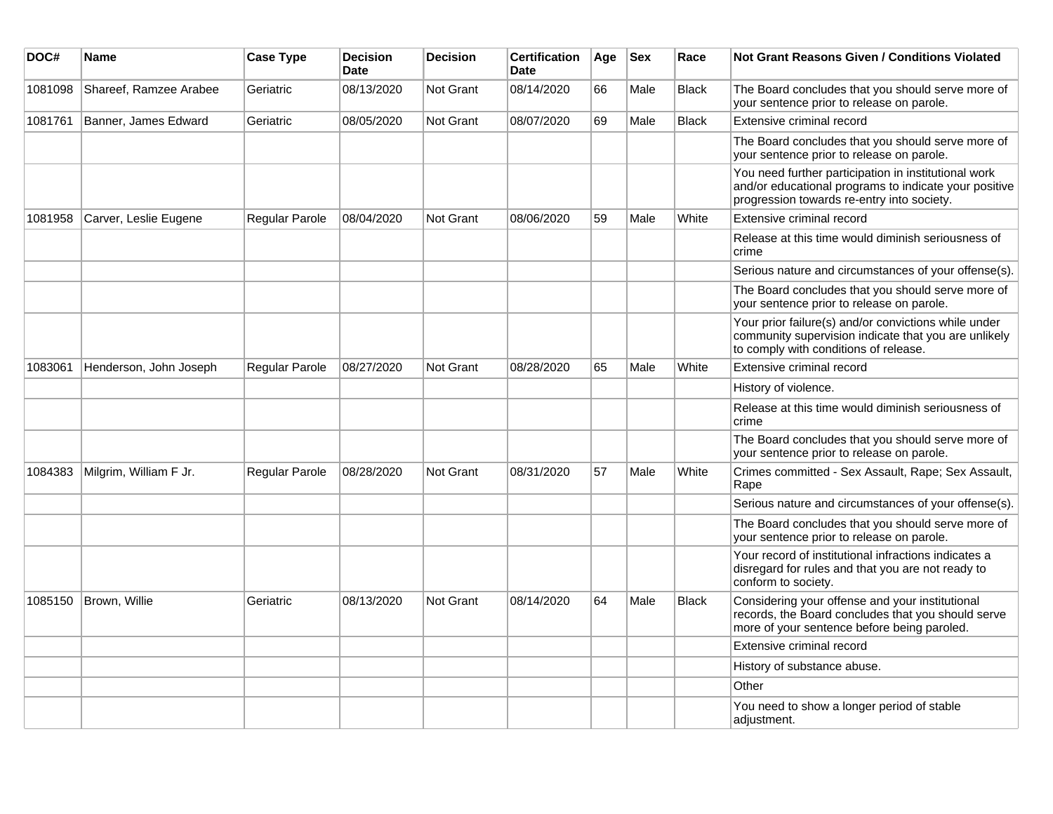| DOC# | Name | Case Type | Decision Date | Decision | Certification Date | Age | Sex | Race | Not Grant Reasons Given / Conditions Violated |
|---|---|---|---|---|---|---|---|---|---|
| 1081098 | Shareef, Ramzee Arabee | Geriatric | 08/13/2020 | Not Grant | 08/14/2020 | 66 | Male | Black | The Board concludes that you should serve more of your sentence prior to release on parole. |
| 1081761 | Banner, James Edward | Geriatric | 08/05/2020 | Not Grant | 08/07/2020 | 69 | Male | Black | Extensive criminal record |
| | | | | | | | | | The Board concludes that you should serve more of your sentence prior to release on parole. |
| | | | | | | | | | You need further participation in institutional work and/or educational programs to indicate your positive progression towards re-entry into society. |
| 1081958 | Carver, Leslie Eugene | Regular Parole | 08/04/2020 | Not Grant | 08/06/2020 | 59 | Male | White | Extensive criminal record |
| | | | | | | | | | Release at this time would diminish seriousness of crime |
| | | | | | | | | | Serious nature and circumstances of your offense(s). |
| | | | | | | | | | The Board concludes that you should serve more of your sentence prior to release on parole. |
| | | | | | | | | | Your prior failure(s) and/or convictions while under community supervision indicate that you are unlikely to comply with conditions of release. |
| 1083061 | Henderson, John Joseph | Regular Parole | 08/27/2020 | Not Grant | 08/28/2020 | 65 | Male | White | Extensive criminal record |
| | | | | | | | | | History of violence. |
| | | | | | | | | | Release at this time would diminish seriousness of crime |
| | | | | | | | | | The Board concludes that you should serve more of your sentence prior to release on parole. |
| 1084383 | Milgrim, William F Jr. | Regular Parole | 08/28/2020 | Not Grant | 08/31/2020 | 57 | Male | White | Crimes committed - Sex Assault, Rape; Sex Assault, Rape |
| | | | | | | | | | Serious nature and circumstances of your offense(s). |
| | | | | | | | | | The Board concludes that you should serve more of your sentence prior to release on parole. |
| | | | | | | | | | Your record of institutional infractions indicates a disregard for rules and that you are not ready to conform to society. |
| 1085150 | Brown, Willie | Geriatric | 08/13/2020 | Not Grant | 08/14/2020 | 64 | Male | Black | Considering your offense and your institutional records, the Board concludes that you should serve more of your sentence before being paroled. |
| | | | | | | | | | Extensive criminal record |
| | | | | | | | | | History of substance abuse. |
| | | | | | | | | | Other |
| | | | | | | | | | You need to show a longer period of stable adjustment. |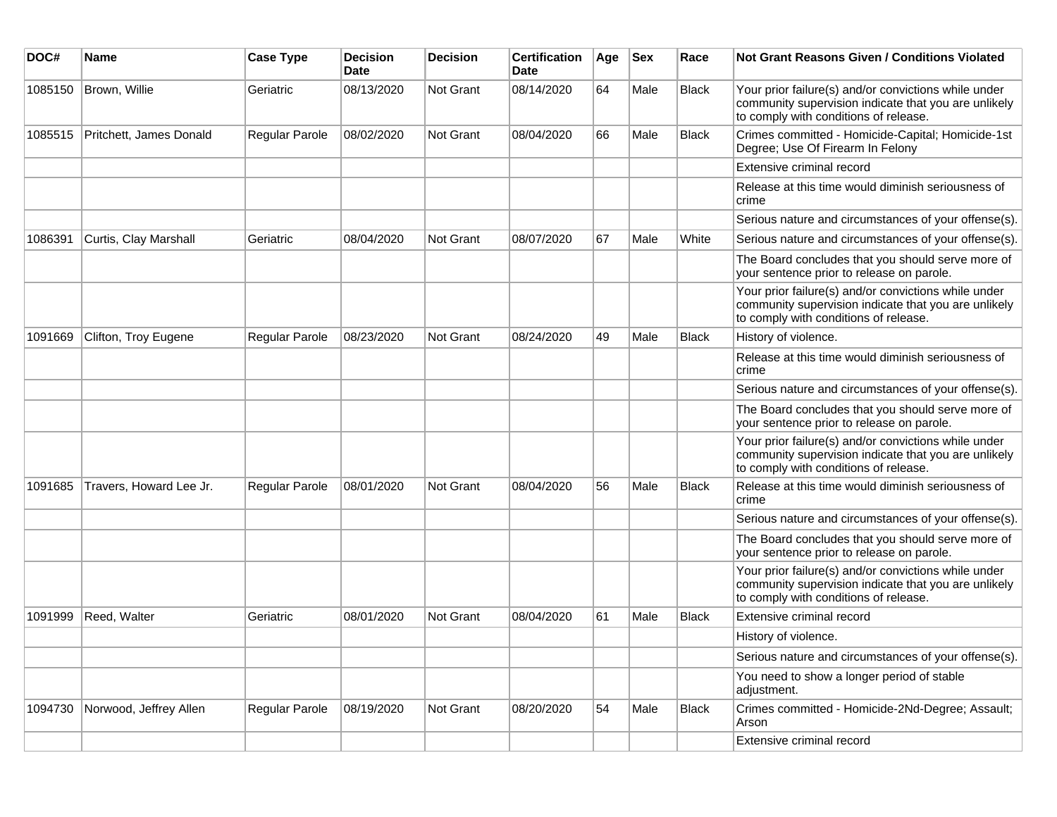| DOC# | Name | Case Type | Decision Date | Decision | Certification Date | Age | Sex | Race | Not Grant Reasons Given / Conditions Violated |
| --- | --- | --- | --- | --- | --- | --- | --- | --- | --- |
| 1085150 | Brown, Willie | Geriatric | 08/13/2020 | Not Grant | 08/14/2020 | 64 | Male | Black | Your prior failure(s) and/or convictions while under community supervision indicate that you are unlikely to comply with conditions of release. |
| 1085515 | Pritchett, James Donald | Regular Parole | 08/02/2020 | Not Grant | 08/04/2020 | 66 | Male | Black | Crimes committed - Homicide-Capital; Homicide-1st Degree; Use Of Firearm In Felony |
| | | | | | | | | | Extensive criminal record |
| | | | | | | | | | Release at this time would diminish seriousness of crime |
| | | | | | | | | | Serious nature and circumstances of your offense(s). |
| 1086391 | Curtis, Clay Marshall | Geriatric | 08/04/2020 | Not Grant | 08/07/2020 | 67 | Male | White | Serious nature and circumstances of your offense(s). |
| | | | | | | | | | The Board concludes that you should serve more of your sentence prior to release on parole. |
| | | | | | | | | | Your prior failure(s) and/or convictions while under community supervision indicate that you are unlikely to comply with conditions of release. |
| 1091669 | Clifton, Troy Eugene | Regular Parole | 08/23/2020 | Not Grant | 08/24/2020 | 49 | Male | Black | History of violence. |
| | | | | | | | | | Release at this time would diminish seriousness of crime |
| | | | | | | | | | Serious nature and circumstances of your offense(s). |
| | | | | | | | | | The Board concludes that you should serve more of your sentence prior to release on parole. |
| | | | | | | | | | Your prior failure(s) and/or convictions while under community supervision indicate that you are unlikely to comply with conditions of release. |
| 1091685 | Travers, Howard Lee Jr. | Regular Parole | 08/01/2020 | Not Grant | 08/04/2020 | 56 | Male | Black | Release at this time would diminish seriousness of crime |
| | | | | | | | | | Serious nature and circumstances of your offense(s). |
| | | | | | | | | | The Board concludes that you should serve more of your sentence prior to release on parole. |
| | | | | | | | | | Your prior failure(s) and/or convictions while under community supervision indicate that you are unlikely to comply with conditions of release. |
| 1091999 | Reed, Walter | Geriatric | 08/01/2020 | Not Grant | 08/04/2020 | 61 | Male | Black | Extensive criminal record |
| | | | | | | | | | History of violence. |
| | | | | | | | | | Serious nature and circumstances of your offense(s). |
| | | | | | | | | | You need to show a longer period of stable adjustment. |
| 1094730 | Norwood, Jeffrey Allen | Regular Parole | 08/19/2020 | Not Grant | 08/20/2020 | 54 | Male | Black | Crimes committed - Homicide-2Nd-Degree; Assault; Arson |
| | | | | | | | | | Extensive criminal record |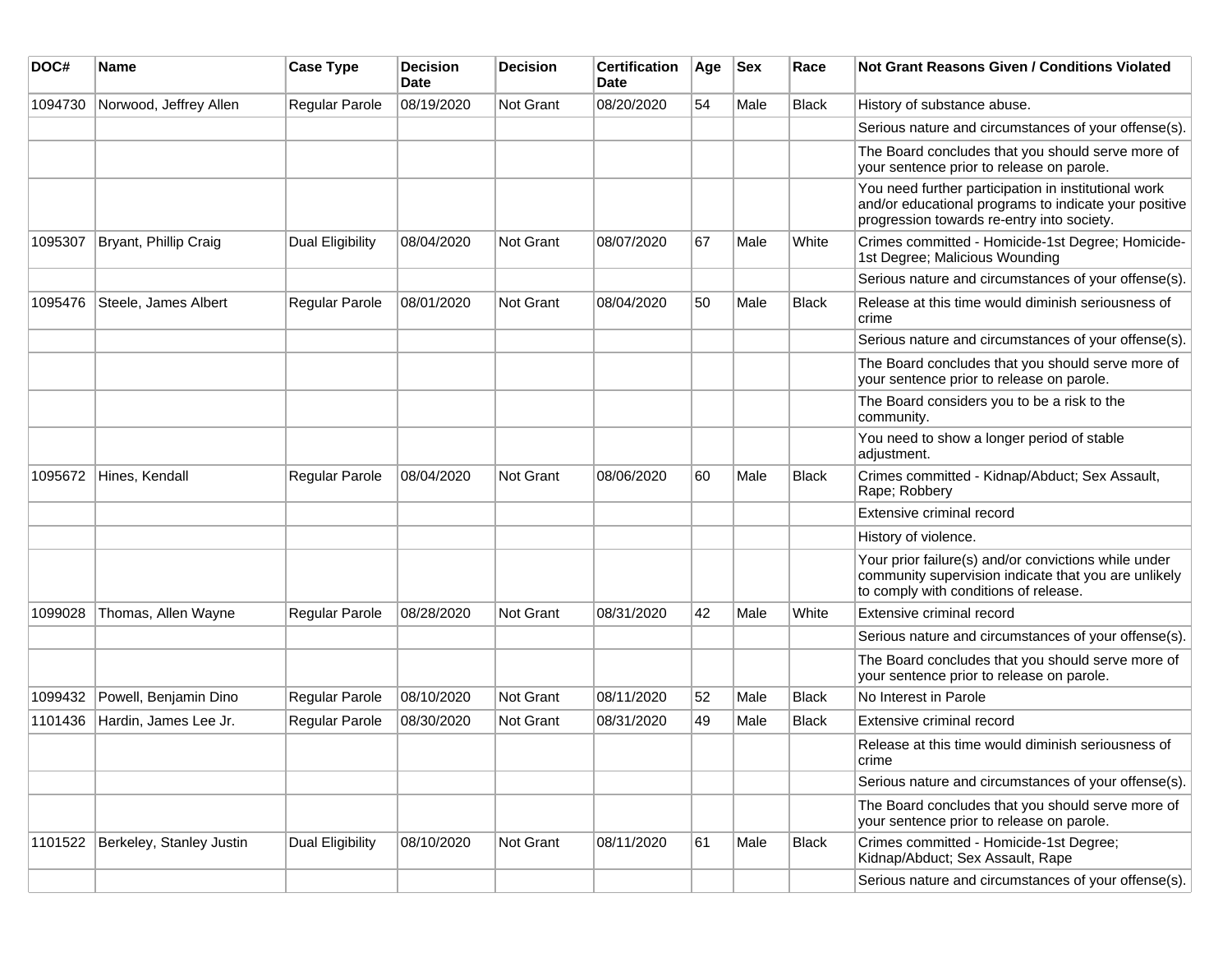| DOC# | Name | Case Type | Decision Date | Decision | Certification Date | Age | Sex | Race | Not Grant Reasons Given / Conditions Violated |
|---|---|---|---|---|---|---|---|---|---|
| 1094730 | Norwood, Jeffrey Allen | Regular Parole | 08/19/2020 | Not Grant | 08/20/2020 | 54 | Male | Black | History of substance abuse. |
| | | | | | | | | | Serious nature and circumstances of your offense(s). |
| | | | | | | | | | The Board concludes that you should serve more of your sentence prior to release on parole. |
| | | | | | | | | | You need further participation in institutional work and/or educational programs to indicate your positive progression towards re-entry into society. |
| 1095307 | Bryant, Phillip Craig | Dual Eligibility | 08/04/2020 | Not Grant | 08/07/2020 | 67 | Male | White | Crimes committed - Homicide-1st Degree; Homicide-1st Degree; Malicious Wounding |
| | | | | | | | | | Serious nature and circumstances of your offense(s). |
| 1095476 | Steele, James Albert | Regular Parole | 08/01/2020 | Not Grant | 08/04/2020 | 50 | Male | Black | Release at this time would diminish seriousness of crime |
| | | | | | | | | | Serious nature and circumstances of your offense(s). |
| | | | | | | | | | The Board concludes that you should serve more of your sentence prior to release on parole. |
| | | | | | | | | | The Board considers you to be a risk to the community. |
| | | | | | | | | | You need to show a longer period of stable adjustment. |
| 1095672 | Hines, Kendall | Regular Parole | 08/04/2020 | Not Grant | 08/06/2020 | 60 | Male | Black | Crimes committed - Kidnap/Abduct; Sex Assault, Rape; Robbery |
| | | | | | | | | | Extensive criminal record |
| | | | | | | | | | History of violence. |
| | | | | | | | | | Your prior failure(s) and/or convictions while under community supervision indicate that you are unlikely to comply with conditions of release. |
| 1099028 | Thomas, Allen Wayne | Regular Parole | 08/28/2020 | Not Grant | 08/31/2020 | 42 | Male | White | Extensive criminal record |
| | | | | | | | | | Serious nature and circumstances of your offense(s). |
| | | | | | | | | | The Board concludes that you should serve more of your sentence prior to release on parole. |
| 1099432 | Powell, Benjamin Dino | Regular Parole | 08/10/2020 | Not Grant | 08/11/2020 | 52 | Male | Black | No Interest in Parole |
| 1101436 | Hardin, James Lee Jr. | Regular Parole | 08/30/2020 | Not Grant | 08/31/2020 | 49 | Male | Black | Extensive criminal record |
| | | | | | | | | | Release at this time would diminish seriousness of crime |
| | | | | | | | | | Serious nature and circumstances of your offense(s). |
| | | | | | | | | | The Board concludes that you should serve more of your sentence prior to release on parole. |
| 1101522 | Berkeley, Stanley Justin | Dual Eligibility | 08/10/2020 | Not Grant | 08/11/2020 | 61 | Male | Black | Crimes committed - Homicide-1st Degree; Kidnap/Abduct; Sex Assault, Rape |
| | | | | | | | | | Serious nature and circumstances of your offense(s). |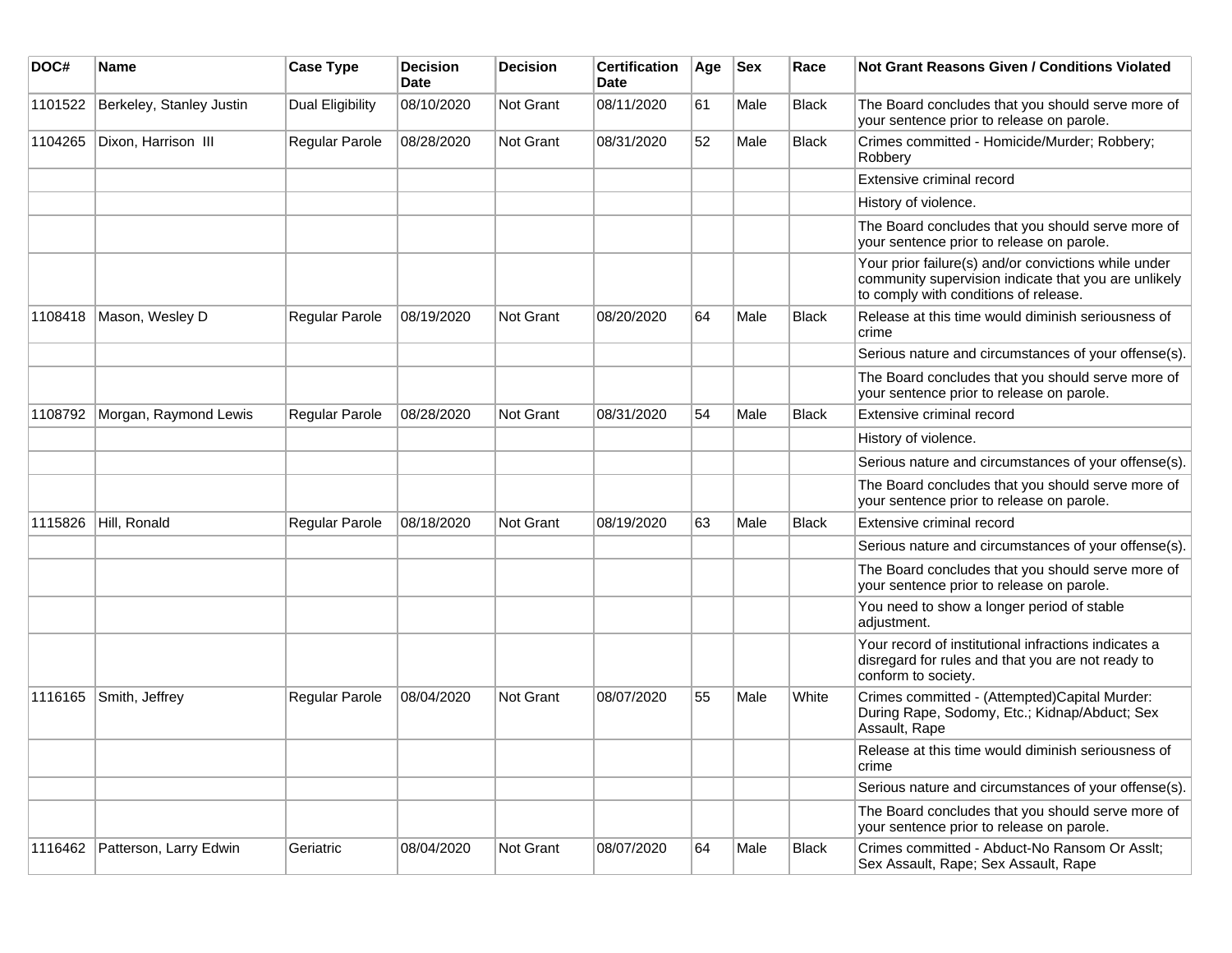| DOC# | Name | Case Type | Decision Date | Decision | Certification Date | Age | Sex | Race | Not Grant Reasons Given / Conditions Violated |
|---|---|---|---|---|---|---|---|---|---|
| 1101522 | Berkeley, Stanley Justin | Dual Eligibility | 08/10/2020 | Not Grant | 08/11/2020 | 61 | Male | Black | The Board concludes that you should serve more of your sentence prior to release on parole. |
| 1104265 | Dixon, Harrison III | Regular Parole | 08/28/2020 | Not Grant | 08/31/2020 | 52 | Male | Black | Crimes committed - Homicide/Murder; Robbery; Robbery |
| | | | | | | | | | Extensive criminal record |
| | | | | | | | | | History of violence. |
| | | | | | | | | | The Board concludes that you should serve more of your sentence prior to release on parole. |
| | | | | | | | | | Your prior failure(s) and/or convictions while under community supervision indicate that you are unlikely to comply with conditions of release. |
| 1108418 | Mason, Wesley D | Regular Parole | 08/19/2020 | Not Grant | 08/20/2020 | 64 | Male | Black | Release at this time would diminish seriousness of crime |
| | | | | | | | | | Serious nature and circumstances of your offense(s). |
| | | | | | | | | | The Board concludes that you should serve more of your sentence prior to release on parole. |
| 1108792 | Morgan, Raymond Lewis | Regular Parole | 08/28/2020 | Not Grant | 08/31/2020 | 54 | Male | Black | Extensive criminal record |
| | | | | | | | | | History of violence. |
| | | | | | | | | | Serious nature and circumstances of your offense(s). |
| | | | | | | | | | The Board concludes that you should serve more of your sentence prior to release on parole. |
| 1115826 | Hill, Ronald | Regular Parole | 08/18/2020 | Not Grant | 08/19/2020 | 63 | Male | Black | Extensive criminal record |
| | | | | | | | | | Serious nature and circumstances of your offense(s). |
| | | | | | | | | | The Board concludes that you should serve more of your sentence prior to release on parole. |
| | | | | | | | | | You need to show a longer period of stable adjustment. |
| | | | | | | | | | Your record of institutional infractions indicates a disregard for rules and that you are not ready to conform to society. |
| 1116165 | Smith, Jeffrey | Regular Parole | 08/04/2020 | Not Grant | 08/07/2020 | 55 | Male | White | Crimes committed - (Attempted)Capital Murder: During Rape, Sodomy, Etc.; Kidnap/Abduct; Sex Assault, Rape |
| | | | | | | | | | Release at this time would diminish seriousness of crime |
| | | | | | | | | | Serious nature and circumstances of your offense(s). |
| | | | | | | | | | The Board concludes that you should serve more of your sentence prior to release on parole. |
| 1116462 | Patterson, Larry Edwin | Geriatric | 08/04/2020 | Not Grant | 08/07/2020 | 64 | Male | Black | Crimes committed - Abduct-No Ransom Or Asslt; Sex Assault, Rape; Sex Assault, Rape |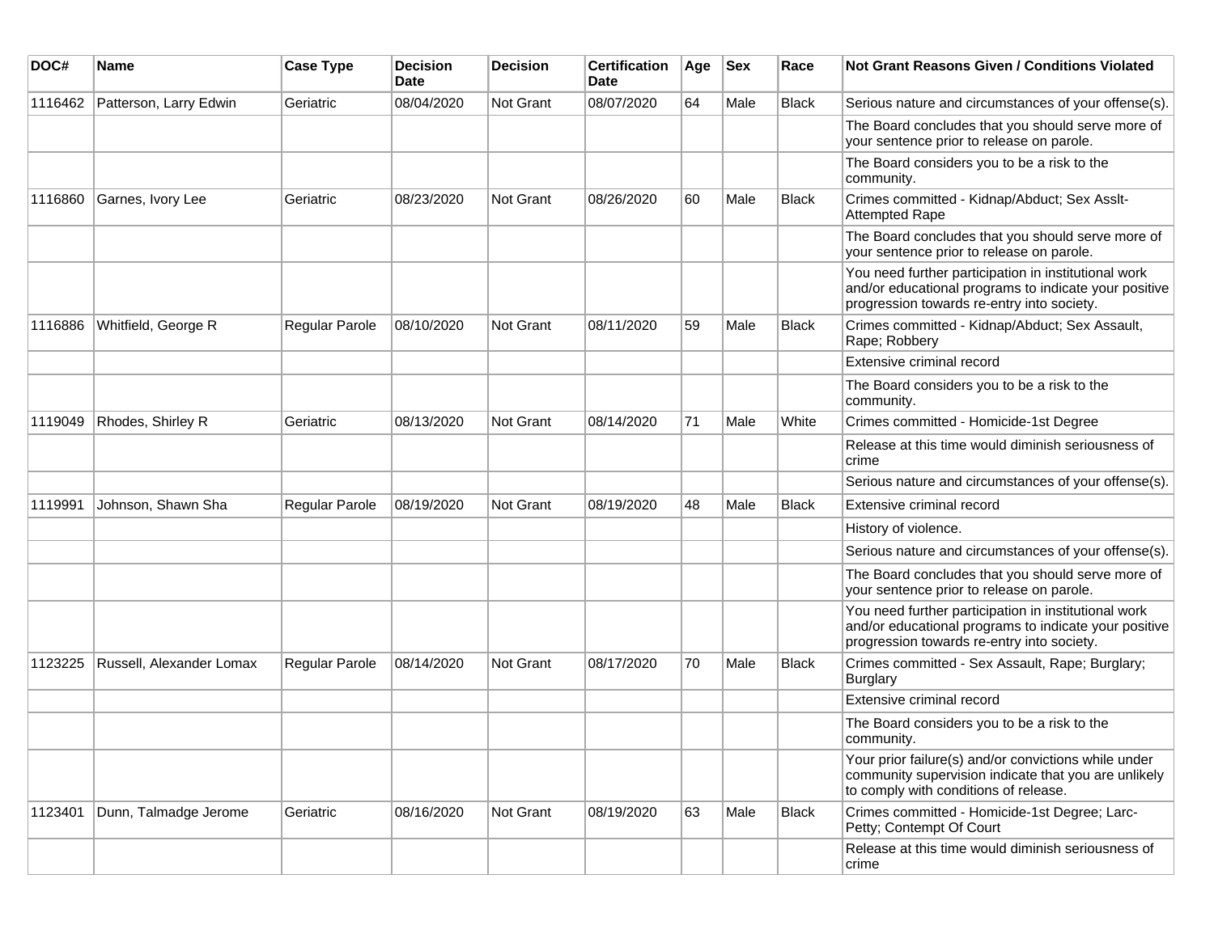| DOC# | Name | Case Type | Decision Date | Decision | Certification Date | Age | Sex | Race | Not Grant Reasons Given / Conditions Violated |
|---|---|---|---|---|---|---|---|---|---|
| 1116462 | Patterson, Larry Edwin | Geriatric | 08/04/2020 | Not Grant | 08/07/2020 | 64 | Male | Black | Serious nature and circumstances of your offense(s). |
| | | | | | | | | | The Board concludes that you should serve more of your sentence prior to release on parole. |
| | | | | | | | | | The Board considers you to be a risk to the community. |
| 1116860 | Garnes, Ivory Lee | Geriatric | 08/23/2020 | Not Grant | 08/26/2020 | 60 | Male | Black | Crimes committed - Kidnap/Abduct; Sex Asslt-Attempted Rape |
| | | | | | | | | | The Board concludes that you should serve more of your sentence prior to release on parole. |
| | | | | | | | | | You need further participation in institutional work and/or educational programs to indicate your positive progression towards re-entry into society. |
| 1116886 | Whitfield, George R | Regular Parole | 08/10/2020 | Not Grant | 08/11/2020 | 59 | Male | Black | Crimes committed - Kidnap/Abduct; Sex Assault, Rape; Robbery |
| | | | | | | | | | Extensive criminal record |
| | | | | | | | | | The Board considers you to be a risk to the community. |
| 1119049 | Rhodes, Shirley R | Geriatric | 08/13/2020 | Not Grant | 08/14/2020 | 71 | Male | White | Crimes committed - Homicide-1st Degree |
| | | | | | | | | | Release at this time would diminish seriousness of crime |
| | | | | | | | | | Serious nature and circumstances of your offense(s). |
| 1119991 | Johnson, Shawn Sha | Regular Parole | 08/19/2020 | Not Grant | 08/19/2020 | 48 | Male | Black | Extensive criminal record |
| | | | | | | | | | History of violence. |
| | | | | | | | | | Serious nature and circumstances of your offense(s). |
| | | | | | | | | | The Board concludes that you should serve more of your sentence prior to release on parole. |
| | | | | | | | | | You need further participation in institutional work and/or educational programs to indicate your positive progression towards re-entry into society. |
| 1123225 | Russell, Alexander Lomax | Regular Parole | 08/14/2020 | Not Grant | 08/17/2020 | 70 | Male | Black | Crimes committed - Sex Assault, Rape; Burglary; Burglary |
| | | | | | | | | | Extensive criminal record |
| | | | | | | | | | The Board considers you to be a risk to the community. |
| | | | | | | | | | Your prior failure(s) and/or convictions while under community supervision indicate that you are unlikely to comply with conditions of release. |
| 1123401 | Dunn, Talmadge Jerome | Geriatric | 08/16/2020 | Not Grant | 08/19/2020 | 63 | Male | Black | Crimes committed - Homicide-1st Degree; Larc-Petty; Contempt Of Court |
| | | | | | | | | | Release at this time would diminish seriousness of crime |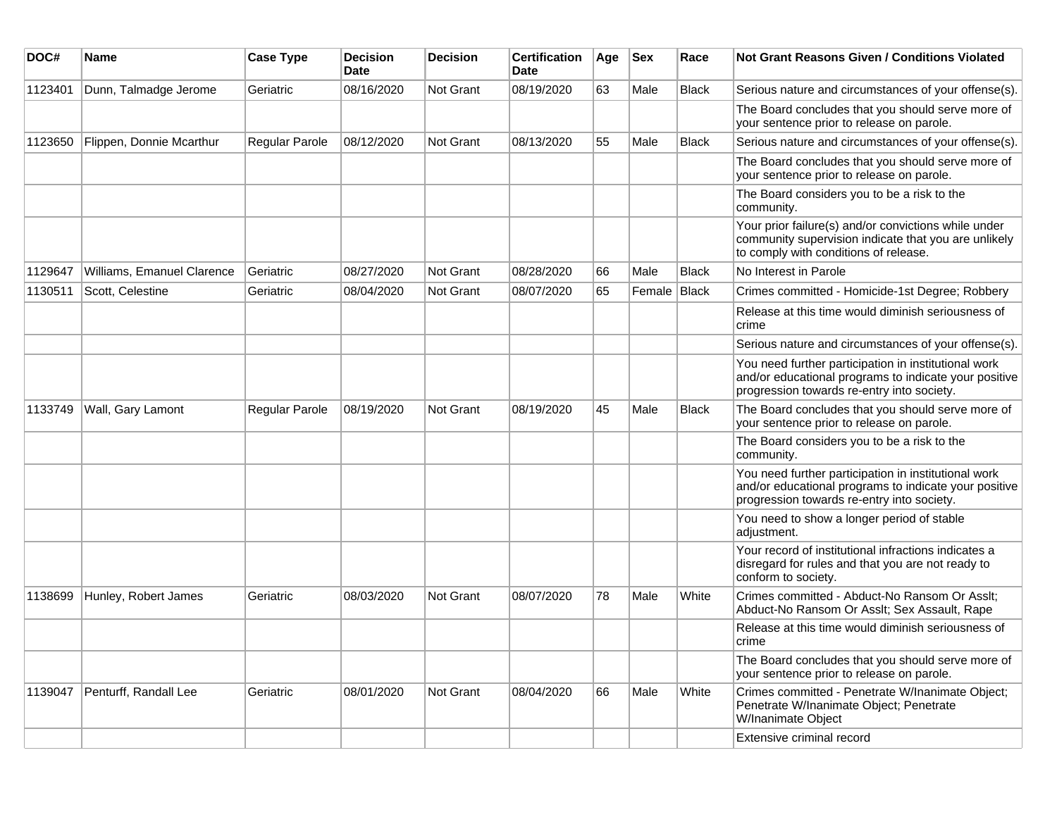| DOC# | Name | Case Type | Decision Date | Decision | Certification Date | Age | Sex | Race | Not Grant Reasons Given / Conditions Violated |
|---|---|---|---|---|---|---|---|---|---|
| 1123401 | Dunn, Talmadge Jerome | Geriatric | 08/16/2020 | Not Grant | 08/19/2020 | 63 | Male | Black | Serious nature and circumstances of your offense(s). |
| | | | | | | | | | The Board concludes that you should serve more of your sentence prior to release on parole. |
| 1123650 | Flippen, Donnie Mcarthur | Regular Parole | 08/12/2020 | Not Grant | 08/13/2020 | 55 | Male | Black | Serious nature and circumstances of your offense(s). |
| | | | | | | | | | The Board concludes that you should serve more of your sentence prior to release on parole. |
| | | | | | | | | | The Board considers you to be a risk to the community. |
| | | | | | | | | | Your prior failure(s) and/or convictions while under community supervision indicate that you are unlikely to comply with conditions of release. |
| 1129647 | Williams, Emanuel Clarence | Geriatric | 08/27/2020 | Not Grant | 08/28/2020 | 66 | Male | Black | No Interest in Parole |
| 1130511 | Scott, Celestine | Geriatric | 08/04/2020 | Not Grant | 08/07/2020 | 65 | Female | Black | Crimes committed - Homicide-1st Degree; Robbery |
| | | | | | | | | | Release at this time would diminish seriousness of crime |
| | | | | | | | | | Serious nature and circumstances of your offense(s). |
| | | | | | | | | | You need further participation in institutional work and/or educational programs to indicate your positive progression towards re-entry into society. |
| 1133749 | Wall, Gary Lamont | Regular Parole | 08/19/2020 | Not Grant | 08/19/2020 | 45 | Male | Black | The Board concludes that you should serve more of your sentence prior to release on parole. |
| | | | | | | | | | The Board considers you to be a risk to the community. |
| | | | | | | | | | You need further participation in institutional work and/or educational programs to indicate your positive progression towards re-entry into society. |
| | | | | | | | | | You need to show a longer period of stable adjustment. |
| | | | | | | | | | Your record of institutional infractions indicates a disregard for rules and that you are not ready to conform to society. |
| 1138699 | Hunley, Robert James | Geriatric | 08/03/2020 | Not Grant | 08/07/2020 | 78 | Male | White | Crimes committed - Abduct-No Ransom Or Asslt; Abduct-No Ransom Or Asslt; Sex Assault, Rape |
| | | | | | | | | | Release at this time would diminish seriousness of crime |
| | | | | | | | | | The Board concludes that you should serve more of your sentence prior to release on parole. |
| 1139047 | Penturff, Randall Lee | Geriatric | 08/01/2020 | Not Grant | 08/04/2020 | 66 | Male | White | Crimes committed - Penetrate W/Inanimate Object; Penetrate W/Inanimate Object; Penetrate W/Inanimate Object |
| | | | | | | | | | Extensive criminal record |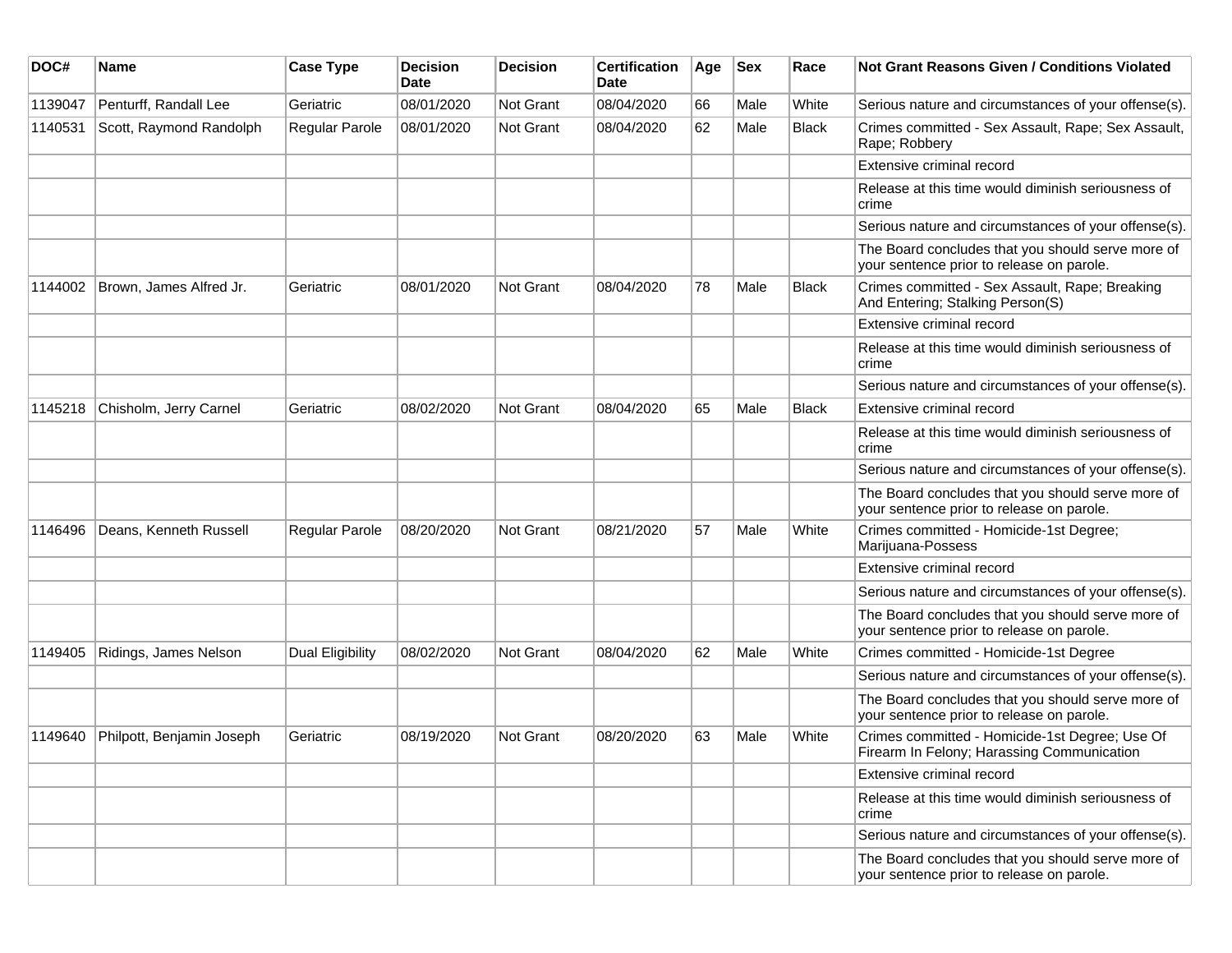| DOC# | Name | Case Type | Decision Date | Decision | Certification Date | Age | Sex | Race | Not Grant Reasons Given / Conditions Violated |
|---|---|---|---|---|---|---|---|---|---|
| 1139047 | Penturff, Randall Lee | Geriatric | 08/01/2020 | Not Grant | 08/04/2020 | 66 | Male | White | Serious nature and circumstances of your offense(s). |
| 1140531 | Scott, Raymond Randolph | Regular Parole | 08/01/2020 | Not Grant | 08/04/2020 | 62 | Male | Black | Crimes committed - Sex Assault, Rape; Sex Assault, Rape; Robbery |
| | | | | | | | | | Extensive criminal record |
| | | | | | | | | | Release at this time would diminish seriousness of crime |
| | | | | | | | | | Serious nature and circumstances of your offense(s). |
| | | | | | | | | | The Board concludes that you should serve more of your sentence prior to release on parole. |
| 1144002 | Brown, James Alfred Jr. | Geriatric | 08/01/2020 | Not Grant | 08/04/2020 | 78 | Male | Black | Crimes committed - Sex Assault, Rape; Breaking And Entering; Stalking Person(S) |
| | | | | | | | | | Extensive criminal record |
| | | | | | | | | | Release at this time would diminish seriousness of crime |
| | | | | | | | | | Serious nature and circumstances of your offense(s). |
| 1145218 | Chisholm, Jerry Carnel | Geriatric | 08/02/2020 | Not Grant | 08/04/2020 | 65 | Male | Black | Extensive criminal record |
| | | | | | | | | | Release at this time would diminish seriousness of crime |
| | | | | | | | | | Serious nature and circumstances of your offense(s). |
| | | | | | | | | | The Board concludes that you should serve more of your sentence prior to release on parole. |
| 1146496 | Deans, Kenneth Russell | Regular Parole | 08/20/2020 | Not Grant | 08/21/2020 | 57 | Male | White | Crimes committed - Homicide-1st Degree; Marijuana-Possess |
| | | | | | | | | | Extensive criminal record |
| | | | | | | | | | Serious nature and circumstances of your offense(s). |
| | | | | | | | | | The Board concludes that you should serve more of your sentence prior to release on parole. |
| 1149405 | Ridings, James Nelson | Dual Eligibility | 08/02/2020 | Not Grant | 08/04/2020 | 62 | Male | White | Crimes committed - Homicide-1st Degree |
| | | | | | | | | | Serious nature and circumstances of your offense(s). |
| | | | | | | | | | The Board concludes that you should serve more of your sentence prior to release on parole. |
| 1149640 | Philpott, Benjamin Joseph | Geriatric | 08/19/2020 | Not Grant | 08/20/2020 | 63 | Male | White | Crimes committed - Homicide-1st Degree; Use Of Firearm In Felony; Harassing Communication |
| | | | | | | | | | Extensive criminal record |
| | | | | | | | | | Release at this time would diminish seriousness of crime |
| | | | | | | | | | Serious nature and circumstances of your offense(s). |
| | | | | | | | | | The Board concludes that you should serve more of your sentence prior to release on parole. |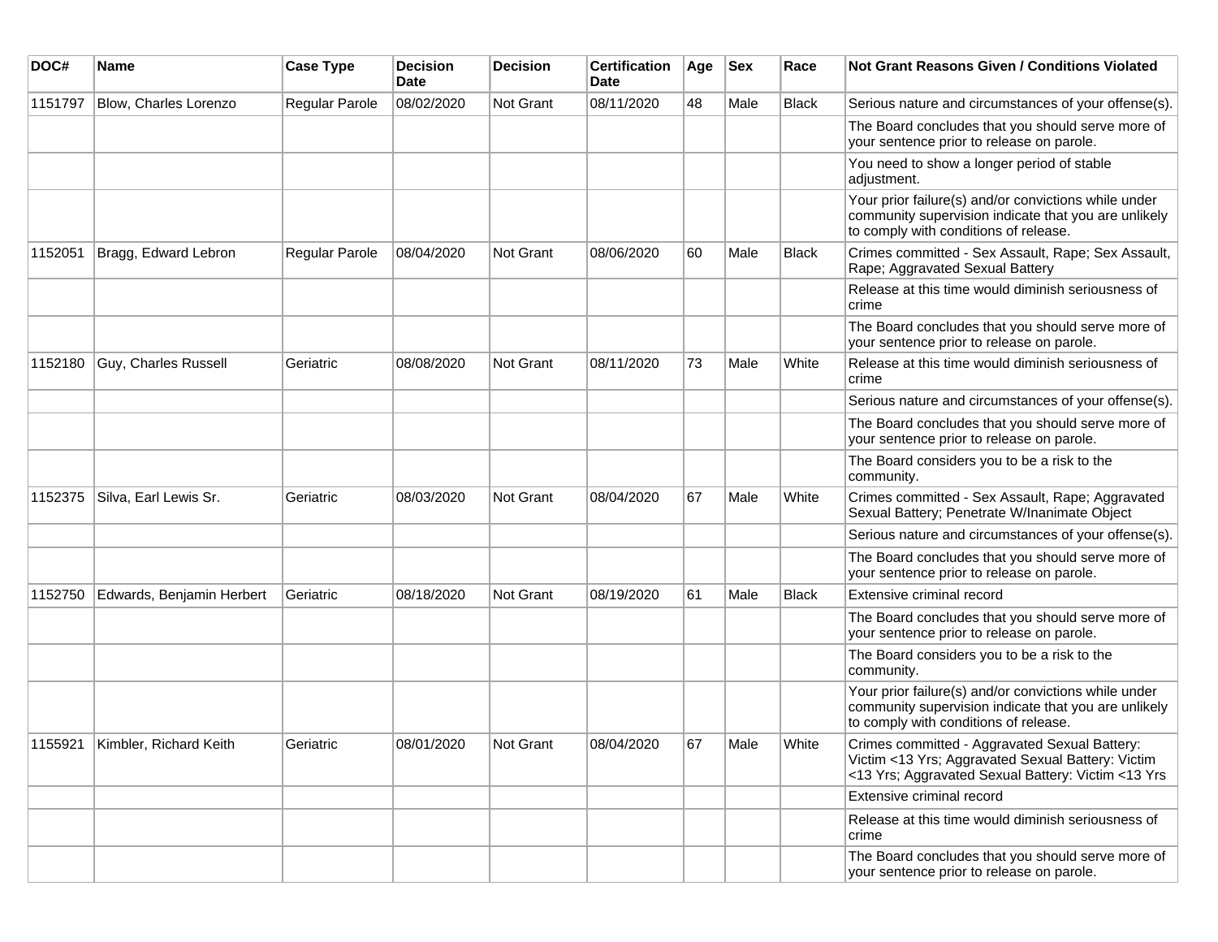| DOC# | Name | Case Type | Decision Date | Decision | Certification Date | Age | Sex | Race | Not Grant Reasons Given / Conditions Violated |
|---|---|---|---|---|---|---|---|---|---|
| 1151797 | Blow, Charles Lorenzo | Regular Parole | 08/02/2020 | Not Grant | 08/11/2020 | 48 | Male | Black | Serious nature and circumstances of your offense(s). |
| | | | | | | | | | The Board concludes that you should serve more of your sentence prior to release on parole. |
| | | | | | | | | | You need to show a longer period of stable adjustment. |
| | | | | | | | | | Your prior failure(s) and/or convictions while under community supervision indicate that you are unlikely to comply with conditions of release. |
| 1152051 | Bragg, Edward Lebron | Regular Parole | 08/04/2020 | Not Grant | 08/06/2020 | 60 | Male | Black | Crimes committed - Sex Assault, Rape; Sex Assault, Rape; Aggravated Sexual Battery |
| | | | | | | | | | Release at this time would diminish seriousness of crime |
| | | | | | | | | | The Board concludes that you should serve more of your sentence prior to release on parole. |
| 1152180 | Guy, Charles Russell | Geriatric | 08/08/2020 | Not Grant | 08/11/2020 | 73 | Male | White | Release at this time would diminish seriousness of crime |
| | | | | | | | | | Serious nature and circumstances of your offense(s). |
| | | | | | | | | | The Board concludes that you should serve more of your sentence prior to release on parole. |
| | | | | | | | | | The Board considers you to be a risk to the community. |
| 1152375 | Silva, Earl Lewis Sr. | Geriatric | 08/03/2020 | Not Grant | 08/04/2020 | 67 | Male | White | Crimes committed - Sex Assault, Rape; Aggravated Sexual Battery; Penetrate W/Inanimate Object |
| | | | | | | | | | Serious nature and circumstances of your offense(s). |
| | | | | | | | | | The Board concludes that you should serve more of your sentence prior to release on parole. |
| 1152750 | Edwards, Benjamin Herbert | Geriatric | 08/18/2020 | Not Grant | 08/19/2020 | 61 | Male | Black | Extensive criminal record |
| | | | | | | | | | The Board concludes that you should serve more of your sentence prior to release on parole. |
| | | | | | | | | | The Board considers you to be a risk to the community. |
| | | | | | | | | | Your prior failure(s) and/or convictions while under community supervision indicate that you are unlikely to comply with conditions of release. |
| 1155921 | Kimbler, Richard Keith | Geriatric | 08/01/2020 | Not Grant | 08/04/2020 | 67 | Male | White | Crimes committed - Aggravated Sexual Battery: Victim <13 Yrs; Aggravated Sexual Battery: Victim <13 Yrs; Aggravated Sexual Battery: Victim <13 Yrs |
| | | | | | | | | | Extensive criminal record |
| | | | | | | | | | Release at this time would diminish seriousness of crime |
| | | | | | | | | | The Board concludes that you should serve more of your sentence prior to release on parole. |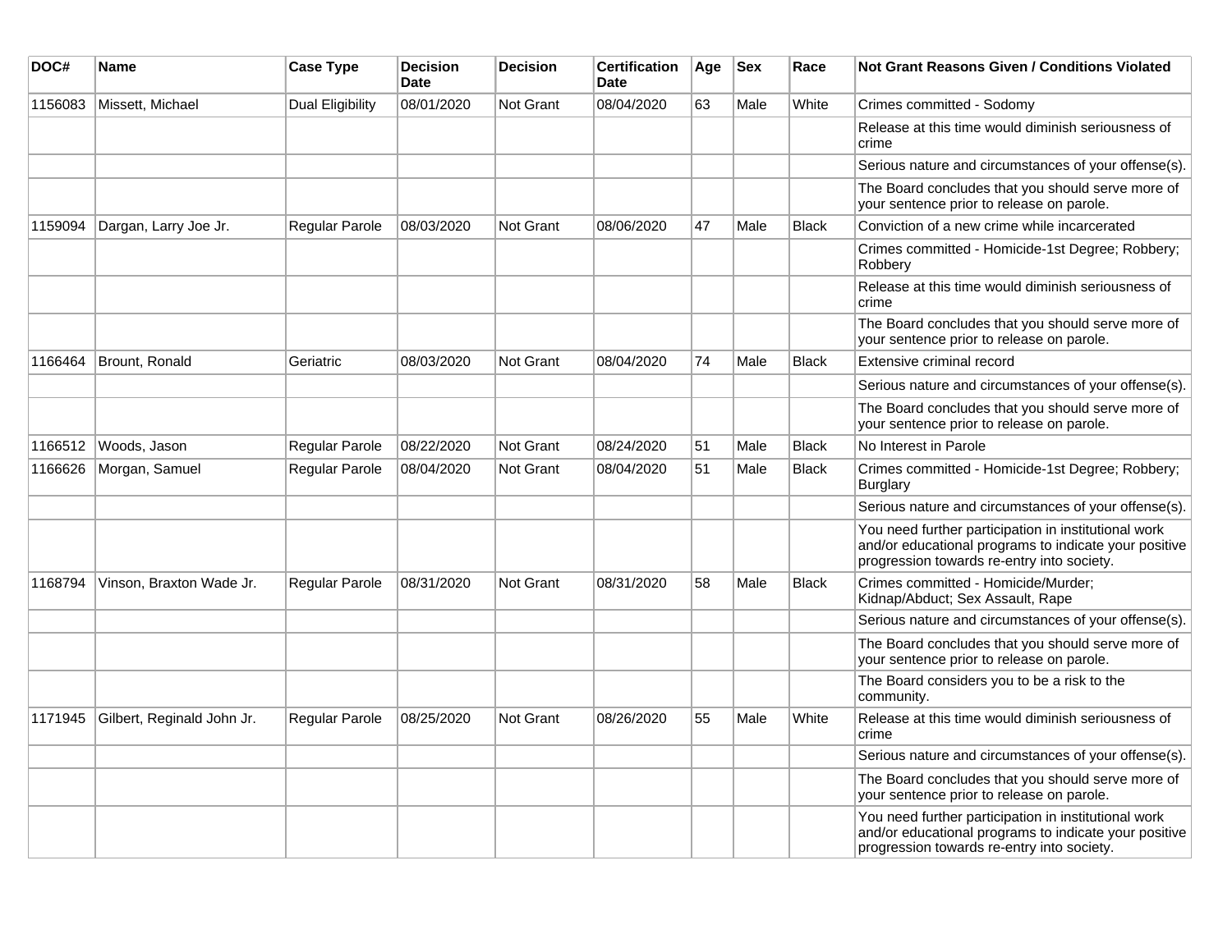| DOC# | Name | Case Type | Decision Date | Decision | Certification Date | Age | Sex | Race | Not Grant Reasons Given / Conditions Violated |
|---|---|---|---|---|---|---|---|---|---|
| 1156083 | Missett, Michael | Dual Eligibility | 08/01/2020 | Not Grant | 08/04/2020 | 63 | Male | White | Crimes committed - Sodomy |
| | | | | | | | | | Release at this time would diminish seriousness of crime |
| | | | | | | | | | Serious nature and circumstances of your offense(s). |
| | | | | | | | | | The Board concludes that you should serve more of your sentence prior to release on parole. |
| 1159094 | Dargan, Larry Joe Jr. | Regular Parole | 08/03/2020 | Not Grant | 08/06/2020 | 47 | Male | Black | Conviction of a new crime while incarcerated |
| | | | | | | | | | Crimes committed - Homicide-1st Degree; Robbery; Robbery |
| | | | | | | | | | Release at this time would diminish seriousness of crime |
| | | | | | | | | | The Board concludes that you should serve more of your sentence prior to release on parole. |
| 1166464 | Brount, Ronald | Geriatric | 08/03/2020 | Not Grant | 08/04/2020 | 74 | Male | Black | Extensive criminal record |
| | | | | | | | | | Serious nature and circumstances of your offense(s). |
| | | | | | | | | | The Board concludes that you should serve more of your sentence prior to release on parole. |
| 1166512 | Woods, Jason | Regular Parole | 08/22/2020 | Not Grant | 08/24/2020 | 51 | Male | Black | No Interest in Parole |
| 1166626 | Morgan, Samuel | Regular Parole | 08/04/2020 | Not Grant | 08/04/2020 | 51 | Male | Black | Crimes committed - Homicide-1st Degree; Robbery; Burglary |
| | | | | | | | | | Serious nature and circumstances of your offense(s). |
| | | | | | | | | | You need further participation in institutional work and/or educational programs to indicate your positive progression towards re-entry into society. |
| 1168794 | Vinson, Braxton Wade Jr. | Regular Parole | 08/31/2020 | Not Grant | 08/31/2020 | 58 | Male | Black | Crimes committed - Homicide/Murder; Kidnap/Abduct; Sex Assault, Rape |
| | | | | | | | | | Serious nature and circumstances of your offense(s). |
| | | | | | | | | | The Board concludes that you should serve more of your sentence prior to release on parole. |
| | | | | | | | | | The Board considers you to be a risk to the community. |
| 1171945 | Gilbert, Reginald John Jr. | Regular Parole | 08/25/2020 | Not Grant | 08/26/2020 | 55 | Male | White | Release at this time would diminish seriousness of crime |
| | | | | | | | | | Serious nature and circumstances of your offense(s). |
| | | | | | | | | | The Board concludes that you should serve more of your sentence prior to release on parole. |
| | | | | | | | | | You need further participation in institutional work and/or educational programs to indicate your positive progression towards re-entry into society. |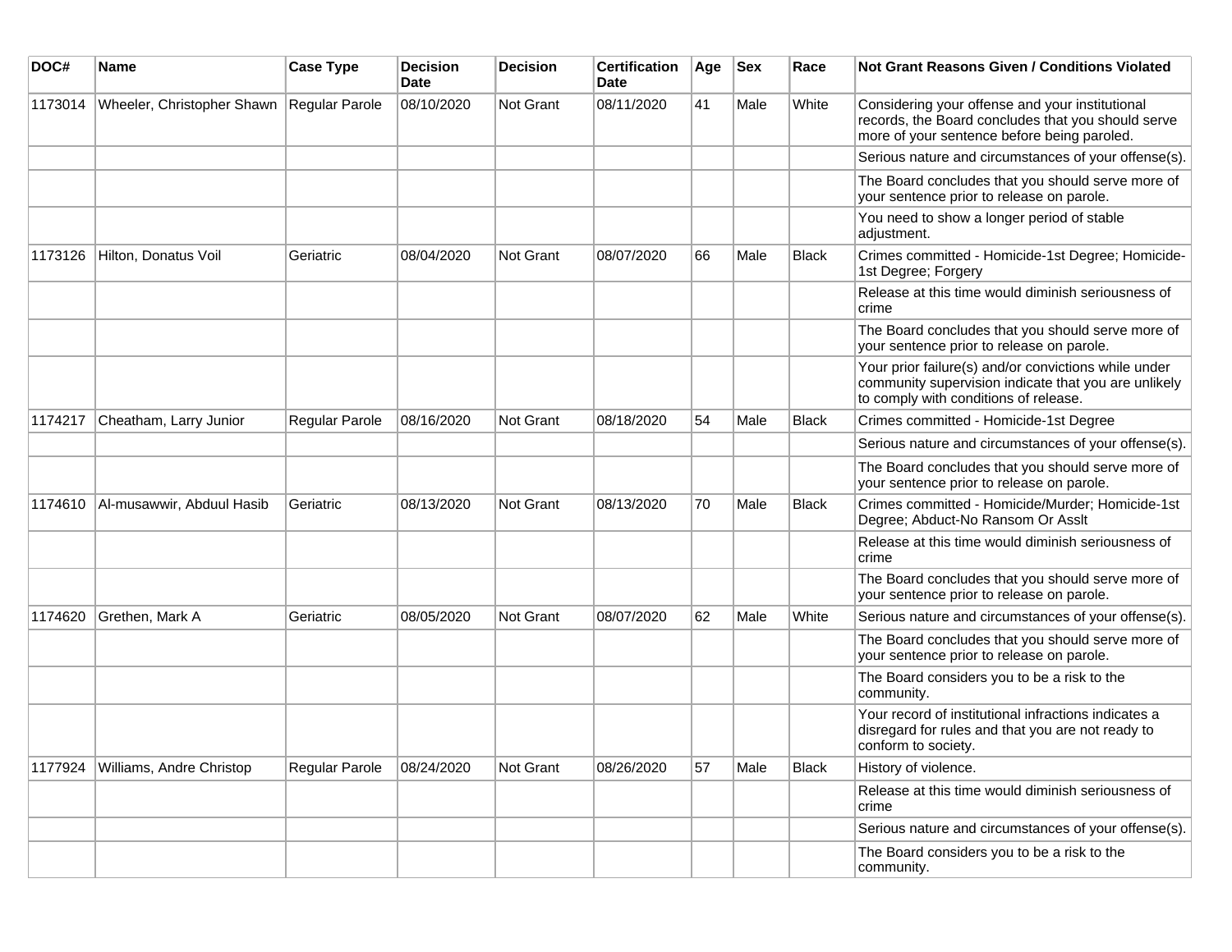| DOC# | Name | Case Type | Decision Date | Decision | Certification Date | Age | Sex | Race | Not Grant Reasons Given / Conditions Violated |
|---|---|---|---|---|---|---|---|---|---|
| 1173014 | Wheeler, Christopher Shawn | Regular Parole | 08/10/2020 | Not Grant | 08/11/2020 | 41 | Male | White | Considering your offense and your institutional records, the Board concludes that you should serve more of your sentence before being paroled. |
| | | | | | | | | | Serious nature and circumstances of your offense(s). |
| | | | | | | | | | The Board concludes that you should serve more of your sentence prior to release on parole. |
| | | | | | | | | | You need to show a longer period of stable adjustment. |
| 1173126 | Hilton, Donatus Voil | Geriatric | 08/04/2020 | Not Grant | 08/07/2020 | 66 | Male | Black | Crimes committed - Homicide-1st Degree; Homicide-1st Degree; Forgery |
| | | | | | | | | | Release at this time would diminish seriousness of crime |
| | | | | | | | | | The Board concludes that you should serve more of your sentence prior to release on parole. |
| | | | | | | | | | Your prior failure(s) and/or convictions while under community supervision indicate that you are unlikely to comply with conditions of release. |
| 1174217 | Cheatham, Larry Junior | Regular Parole | 08/16/2020 | Not Grant | 08/18/2020 | 54 | Male | Black | Crimes committed - Homicide-1st Degree |
| | | | | | | | | | Serious nature and circumstances of your offense(s). |
| | | | | | | | | | The Board concludes that you should serve more of your sentence prior to release on parole. |
| 1174610 | Al-musawwir, Abduul Hasib | Geriatric | 08/13/2020 | Not Grant | 08/13/2020 | 70 | Male | Black | Crimes committed - Homicide/Murder; Homicide-1st Degree; Abduct-No Ransom Or Asslt |
| | | | | | | | | | Release at this time would diminish seriousness of crime |
| | | | | | | | | | The Board concludes that you should serve more of your sentence prior to release on parole. |
| 1174620 | Grethen, Mark A | Geriatric | 08/05/2020 | Not Grant | 08/07/2020 | 62 | Male | White | Serious nature and circumstances of your offense(s). |
| | | | | | | | | | The Board concludes that you should serve more of your sentence prior to release on parole. |
| | | | | | | | | | The Board considers you to be a risk to the community. |
| | | | | | | | | | Your record of institutional infractions indicates a disregard for rules and that you are not ready to conform to society. |
| 1177924 | Williams, Andre Christop | Regular Parole | 08/24/2020 | Not Grant | 08/26/2020 | 57 | Male | Black | History of violence. |
| | | | | | | | | | Release at this time would diminish seriousness of crime |
| | | | | | | | | | Serious nature and circumstances of your offense(s). |
| | | | | | | | | | The Board considers you to be a risk to the community. |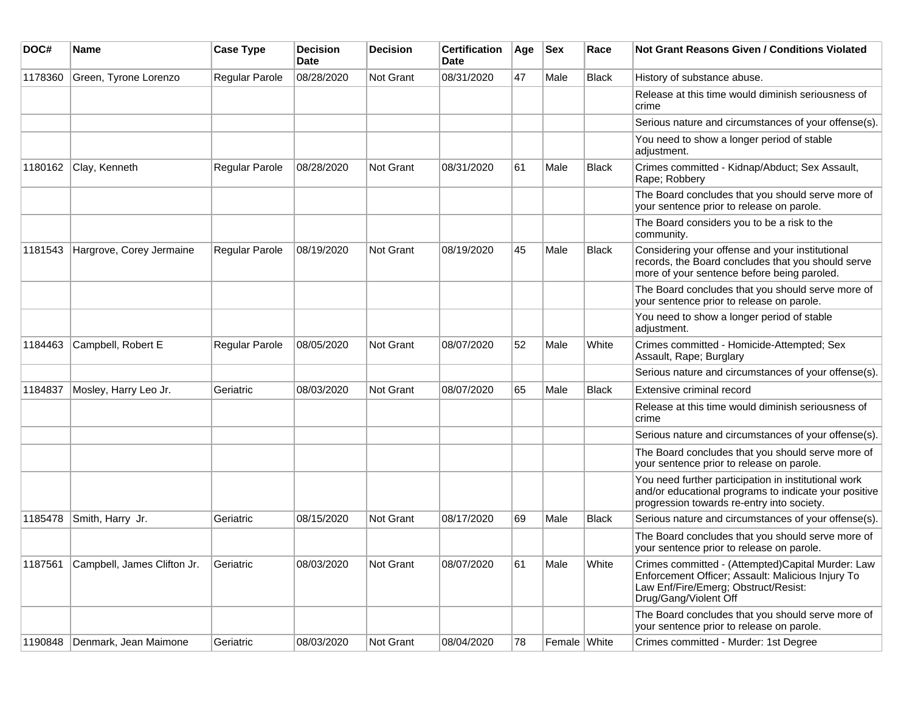| DOC# | Name | Case Type | Decision Date | Decision | Certification Date | Age | Sex | Race | Not Grant Reasons Given / Conditions Violated |
|---|---|---|---|---|---|---|---|---|---|
| 1178360 | Green, Tyrone Lorenzo | Regular Parole | 08/28/2020 | Not Grant | 08/31/2020 | 47 | Male | Black | History of substance abuse. |
| | | | | | | | | | Release at this time would diminish seriousness of crime |
| | | | | | | | | | Serious nature and circumstances of your offense(s). |
| | | | | | | | | | You need to show a longer period of stable adjustment. |
| 1180162 | Clay, Kenneth | Regular Parole | 08/28/2020 | Not Grant | 08/31/2020 | 61 | Male | Black | Crimes committed - Kidnap/Abduct; Sex Assault, Rape; Robbery |
| | | | | | | | | | The Board concludes that you should serve more of your sentence prior to release on parole. |
| | | | | | | | | | The Board considers you to be a risk to the community. |
| 1181543 | Hargrove, Corey Jermaine | Regular Parole | 08/19/2020 | Not Grant | 08/19/2020 | 45 | Male | Black | Considering your offense and your institutional records, the Board concludes that you should serve more of your sentence before being paroled. |
| | | | | | | | | | The Board concludes that you should serve more of your sentence prior to release on parole. |
| | | | | | | | | | You need to show a longer period of stable adjustment. |
| 1184463 | Campbell, Robert E | Regular Parole | 08/05/2020 | Not Grant | 08/07/2020 | 52 | Male | White | Crimes committed - Homicide-Attempted; Sex Assault, Rape; Burglary |
| | | | | | | | | | Serious nature and circumstances of your offense(s). |
| 1184837 | Mosley, Harry Leo Jr. | Geriatric | 08/03/2020 | Not Grant | 08/07/2020 | 65 | Male | Black | Extensive criminal record |
| | | | | | | | | | Release at this time would diminish seriousness of crime |
| | | | | | | | | | Serious nature and circumstances of your offense(s). |
| | | | | | | | | | The Board concludes that you should serve more of your sentence prior to release on parole. |
| | | | | | | | | | You need further participation in institutional work and/or educational programs to indicate your positive progression towards re-entry into society. |
| 1185478 | Smith, Harry Jr. | Geriatric | 08/15/2020 | Not Grant | 08/17/2020 | 69 | Male | Black | Serious nature and circumstances of your offense(s). |
| | | | | | | | | | The Board concludes that you should serve more of your sentence prior to release on parole. |
| 1187561 | Campbell, James Clifton Jr. | Geriatric | 08/03/2020 | Not Grant | 08/07/2020 | 61 | Male | White | Crimes committed - (Attempted)Capital Murder: Law Enforcement Officer; Assault: Malicious Injury To Law Enf/Fire/Emerg; Obstruct/Resist: Drug/Gang/Violent Off |
| | | | | | | | | | The Board concludes that you should serve more of your sentence prior to release on parole. |
| 1190848 | Denmark, Jean Maimone | Geriatric | 08/03/2020 | Not Grant | 08/04/2020 | 78 | Female | White | Crimes committed - Murder: 1st Degree |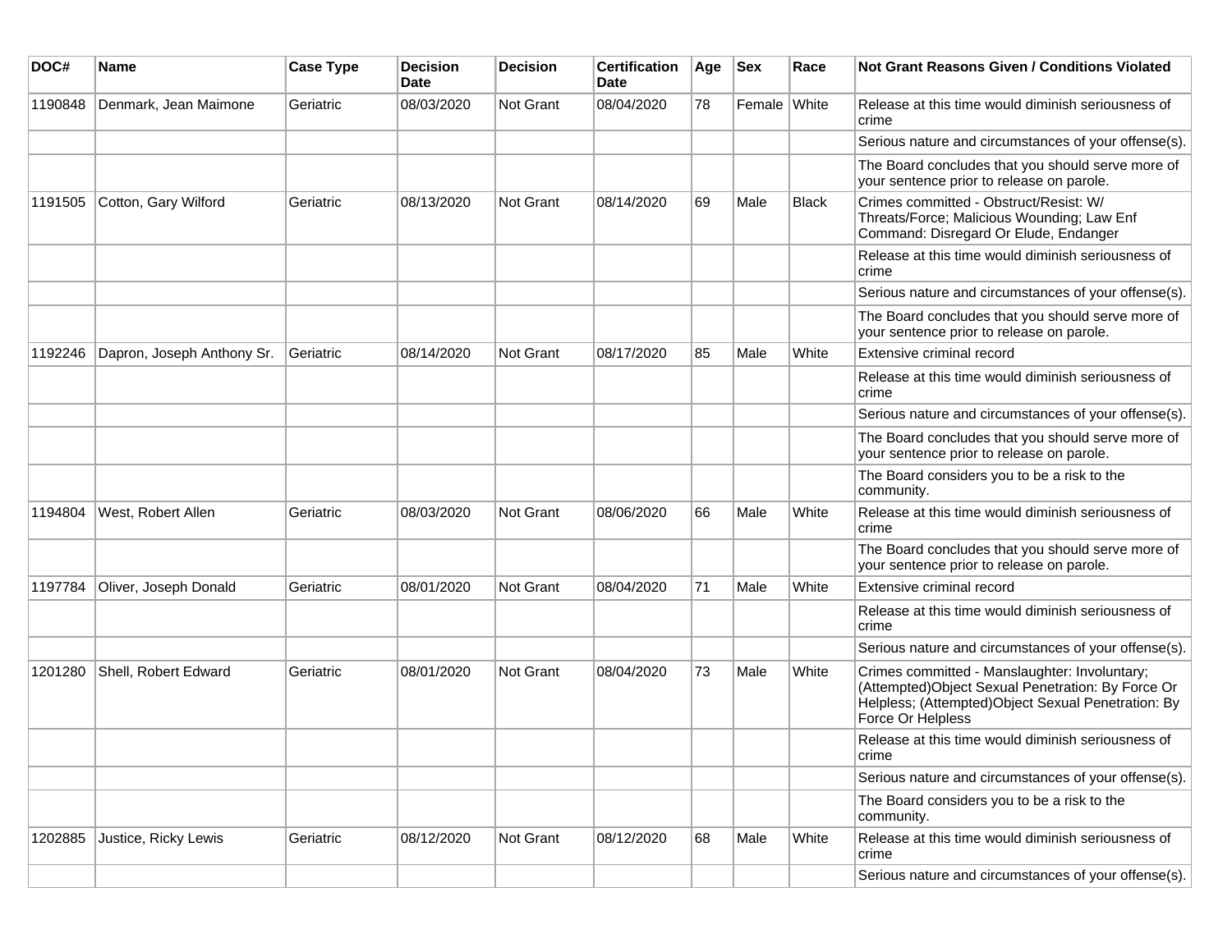| DOC# | Name | Case Type | Decision Date | Decision | Certification Date | Age | Sex | Race | Not Grant Reasons Given / Conditions Violated |
|---|---|---|---|---|---|---|---|---|---|
| 1190848 | Denmark, Jean Maimone | Geriatric | 08/03/2020 | Not Grant | 08/04/2020 | 78 | Female | White | Release at this time would diminish seriousness of crime |
| | | | | | | | | | Serious nature and circumstances of your offense(s). |
| | | | | | | | | | The Board concludes that you should serve more of your sentence prior to release on parole. |
| 1191505 | Cotton, Gary Wilford | Geriatric | 08/13/2020 | Not Grant | 08/14/2020 | 69 | Male | Black | Crimes committed - Obstruct/Resist: W/ Threats/Force; Malicious Wounding; Law Enf Command: Disregard Or Elude, Endanger |
| | | | | | | | | | Release at this time would diminish seriousness of crime |
| | | | | | | | | | Serious nature and circumstances of your offense(s). |
| | | | | | | | | | The Board concludes that you should serve more of your sentence prior to release on parole. |
| 1192246 | Dapron, Joseph Anthony Sr. | Geriatric | 08/14/2020 | Not Grant | 08/17/2020 | 85 | Male | White | Extensive criminal record |
| | | | | | | | | | Release at this time would diminish seriousness of crime |
| | | | | | | | | | Serious nature and circumstances of your offense(s). |
| | | | | | | | | | The Board concludes that you should serve more of your sentence prior to release on parole. |
| | | | | | | | | | The Board considers you to be a risk to the community. |
| 1194804 | West, Robert Allen | Geriatric | 08/03/2020 | Not Grant | 08/06/2020 | 66 | Male | White | Release at this time would diminish seriousness of crime |
| | | | | | | | | | The Board concludes that you should serve more of your sentence prior to release on parole. |
| 1197784 | Oliver, Joseph Donald | Geriatric | 08/01/2020 | Not Grant | 08/04/2020 | 71 | Male | White | Extensive criminal record |
| | | | | | | | | | Release at this time would diminish seriousness of crime |
| | | | | | | | | | Serious nature and circumstances of your offense(s). |
| 1201280 | Shell, Robert Edward | Geriatric | 08/01/2020 | Not Grant | 08/04/2020 | 73 | Male | White | Crimes committed - Manslaughter: Involuntary; (Attempted)Object Sexual Penetration: By Force Or Helpless; (Attempted)Object Sexual Penetration: By Force Or Helpless |
| | | | | | | | | | Release at this time would diminish seriousness of crime |
| | | | | | | | | | Serious nature and circumstances of your offense(s). |
| | | | | | | | | | The Board considers you to be a risk to the community. |
| 1202885 | Justice, Ricky Lewis | Geriatric | 08/12/2020 | Not Grant | 08/12/2020 | 68 | Male | White | Release at this time would diminish seriousness of crime |
| | | | | | | | | | Serious nature and circumstances of your offense(s). |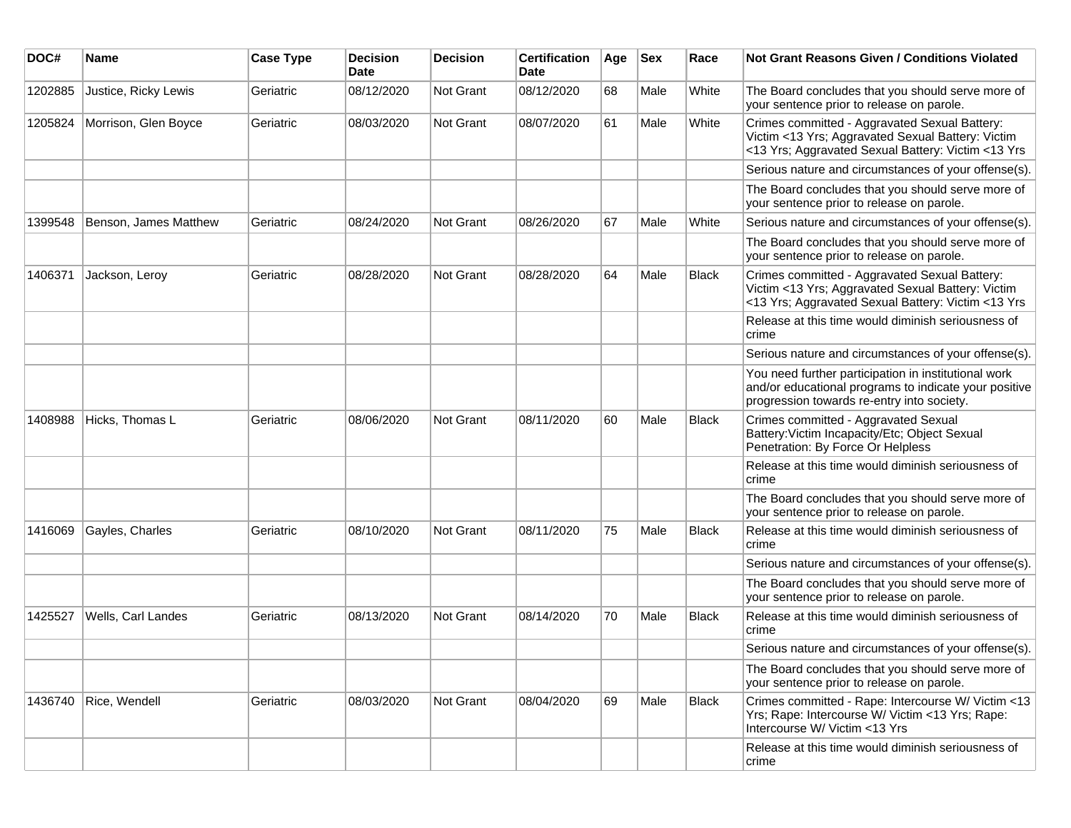| DOC# | Name | Case Type | Decision Date | Decision | Certification Date | Age | Sex | Race | Not Grant Reasons Given / Conditions Violated |
|---|---|---|---|---|---|---|---|---|---|
| 1202885 | Justice, Ricky Lewis | Geriatric | 08/12/2020 | Not Grant | 08/12/2020 | 68 | Male | White | The Board concludes that you should serve more of your sentence prior to release on parole. |
| 1205824 | Morrison, Glen Boyce | Geriatric | 08/03/2020 | Not Grant | 08/07/2020 | 61 | Male | White | Crimes committed - Aggravated Sexual Battery: Victim <13 Yrs; Aggravated Sexual Battery: Victim <13 Yrs; Aggravated Sexual Battery: Victim <13 Yrs |
| | | | | | | | | | Serious nature and circumstances of your offense(s). |
| | | | | | | | | | The Board concludes that you should serve more of your sentence prior to release on parole. |
| 1399548 | Benson, James Matthew | Geriatric | 08/24/2020 | Not Grant | 08/26/2020 | 67 | Male | White | Serious nature and circumstances of your offense(s). |
| | | | | | | | | | The Board concludes that you should serve more of your sentence prior to release on parole. |
| 1406371 | Jackson, Leroy | Geriatric | 08/28/2020 | Not Grant | 08/28/2020 | 64 | Male | Black | Crimes committed - Aggravated Sexual Battery: Victim <13 Yrs; Aggravated Sexual Battery: Victim <13 Yrs; Aggravated Sexual Battery: Victim <13 Yrs |
| | | | | | | | | | Release at this time would diminish seriousness of crime |
| | | | | | | | | | Serious nature and circumstances of your offense(s). |
| | | | | | | | | | You need further participation in institutional work and/or educational programs to indicate your positive progression towards re-entry into society. |
| 1408988 | Hicks, Thomas L | Geriatric | 08/06/2020 | Not Grant | 08/11/2020 | 60 | Male | Black | Crimes committed - Aggravated Sexual Battery:Victim Incapacity/Etc; Object Sexual Penetration: By Force Or Helpless |
| | | | | | | | | | Release at this time would diminish seriousness of crime |
| | | | | | | | | | The Board concludes that you should serve more of your sentence prior to release on parole. |
| 1416069 | Gayles, Charles | Geriatric | 08/10/2020 | Not Grant | 08/11/2020 | 75 | Male | Black | Release at this time would diminish seriousness of crime |
| | | | | | | | | | Serious nature and circumstances of your offense(s). |
| | | | | | | | | | The Board concludes that you should serve more of your sentence prior to release on parole. |
| 1425527 | Wells, Carl Landes | Geriatric | 08/13/2020 | Not Grant | 08/14/2020 | 70 | Male | Black | Release at this time would diminish seriousness of crime |
| | | | | | | | | | Serious nature and circumstances of your offense(s). |
| | | | | | | | | | The Board concludes that you should serve more of your sentence prior to release on parole. |
| 1436740 | Rice, Wendell | Geriatric | 08/03/2020 | Not Grant | 08/04/2020 | 69 | Male | Black | Crimes committed - Rape: Intercourse W/ Victim <13 Yrs; Rape: Intercourse W/ Victim <13 Yrs; Rape: Intercourse W/ Victim <13 Yrs |
| | | | | | | | | | Release at this time would diminish seriousness of crime |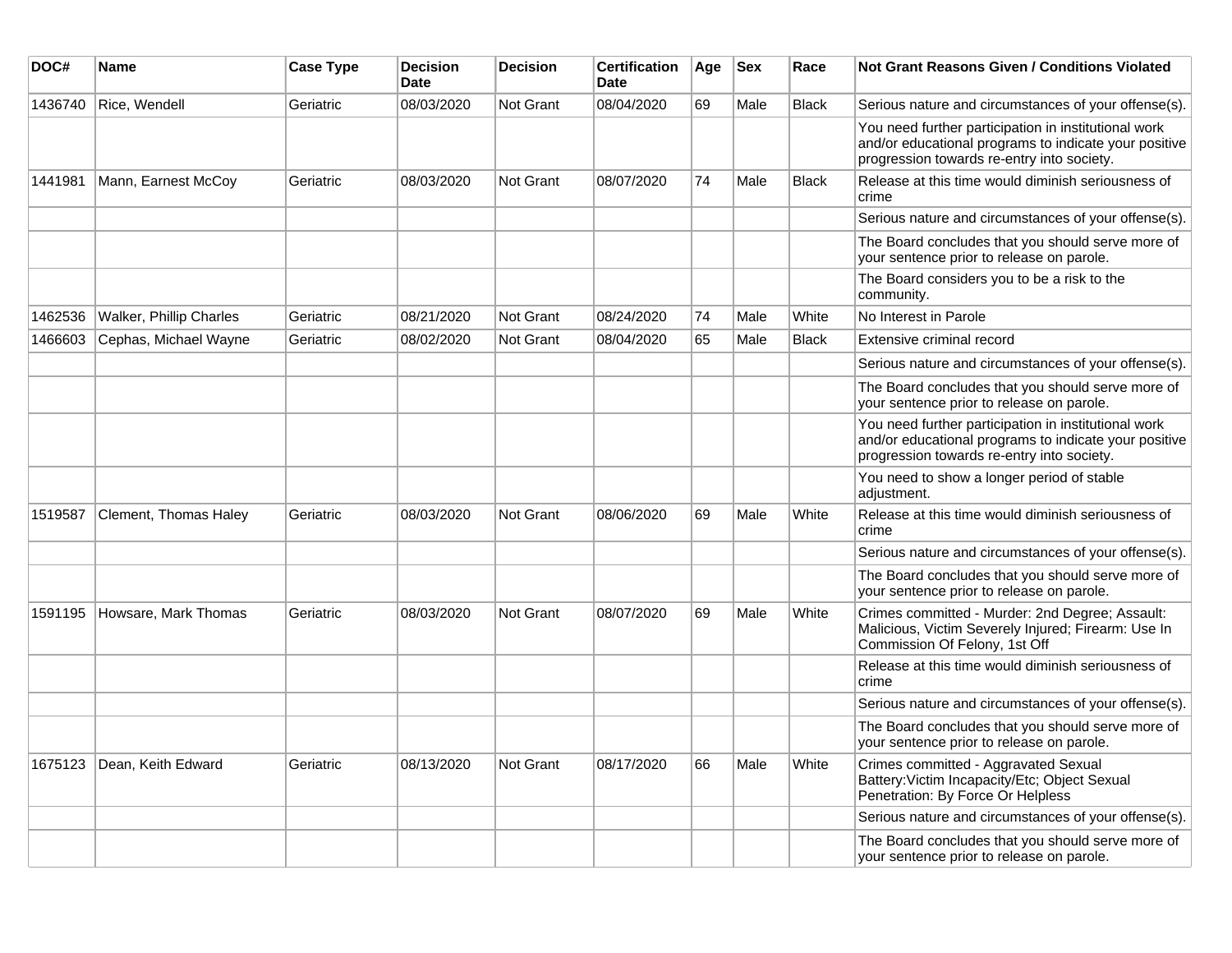| DOC# | Name | Case Type | Decision Date | Decision | Certification Date | Age | Sex | Race | Not Grant Reasons Given / Conditions Violated |
|---|---|---|---|---|---|---|---|---|---|
| 1436740 | Rice, Wendell | Geriatric | 08/03/2020 | Not Grant | 08/04/2020 | 69 | Male | Black | Serious nature and circumstances of your offense(s). |
| | | | | | | | | | You need further participation in institutional work and/or educational programs to indicate your positive progression towards re-entry into society. |
| 1441981 | Mann, Earnest McCoy | Geriatric | 08/03/2020 | Not Grant | 08/07/2020 | 74 | Male | Black | Release at this time would diminish seriousness of crime |
| | | | | | | | | | Serious nature and circumstances of your offense(s). |
| | | | | | | | | | The Board concludes that you should serve more of your sentence prior to release on parole. |
| | | | | | | | | | The Board considers you to be a risk to the community. |
| 1462536 | Walker, Phillip Charles | Geriatric | 08/21/2020 | Not Grant | 08/24/2020 | 74 | Male | White | No Interest in Parole |
| 1466603 | Cephas, Michael Wayne | Geriatric | 08/02/2020 | Not Grant | 08/04/2020 | 65 | Male | Black | Extensive criminal record |
| | | | | | | | | | Serious nature and circumstances of your offense(s). |
| | | | | | | | | | The Board concludes that you should serve more of your sentence prior to release on parole. |
| | | | | | | | | | You need further participation in institutional work and/or educational programs to indicate your positive progression towards re-entry into society. |
| | | | | | | | | | You need to show a longer period of stable adjustment. |
| 1519587 | Clement, Thomas Haley | Geriatric | 08/03/2020 | Not Grant | 08/06/2020 | 69 | Male | White | Release at this time would diminish seriousness of crime |
| | | | | | | | | | Serious nature and circumstances of your offense(s). |
| | | | | | | | | | The Board concludes that you should serve more of your sentence prior to release on parole. |
| 1591195 | Howsare, Mark Thomas | Geriatric | 08/03/2020 | Not Grant | 08/07/2020 | 69 | Male | White | Crimes committed - Murder: 2nd Degree; Assault: Malicious, Victim Severely Injured; Firearm: Use In Commission Of Felony, 1st Off |
| | | | | | | | | | Release at this time would diminish seriousness of crime |
| | | | | | | | | | Serious nature and circumstances of your offense(s). |
| | | | | | | | | | The Board concludes that you should serve more of your sentence prior to release on parole. |
| 1675123 | Dean, Keith Edward | Geriatric | 08/13/2020 | Not Grant | 08/17/2020 | 66 | Male | White | Crimes committed - Aggravated Sexual Battery:Victim Incapacity/Etc; Object Sexual Penetration: By Force Or Helpless |
| | | | | | | | | | Serious nature and circumstances of your offense(s). |
| | | | | | | | | | The Board concludes that you should serve more of your sentence prior to release on parole. |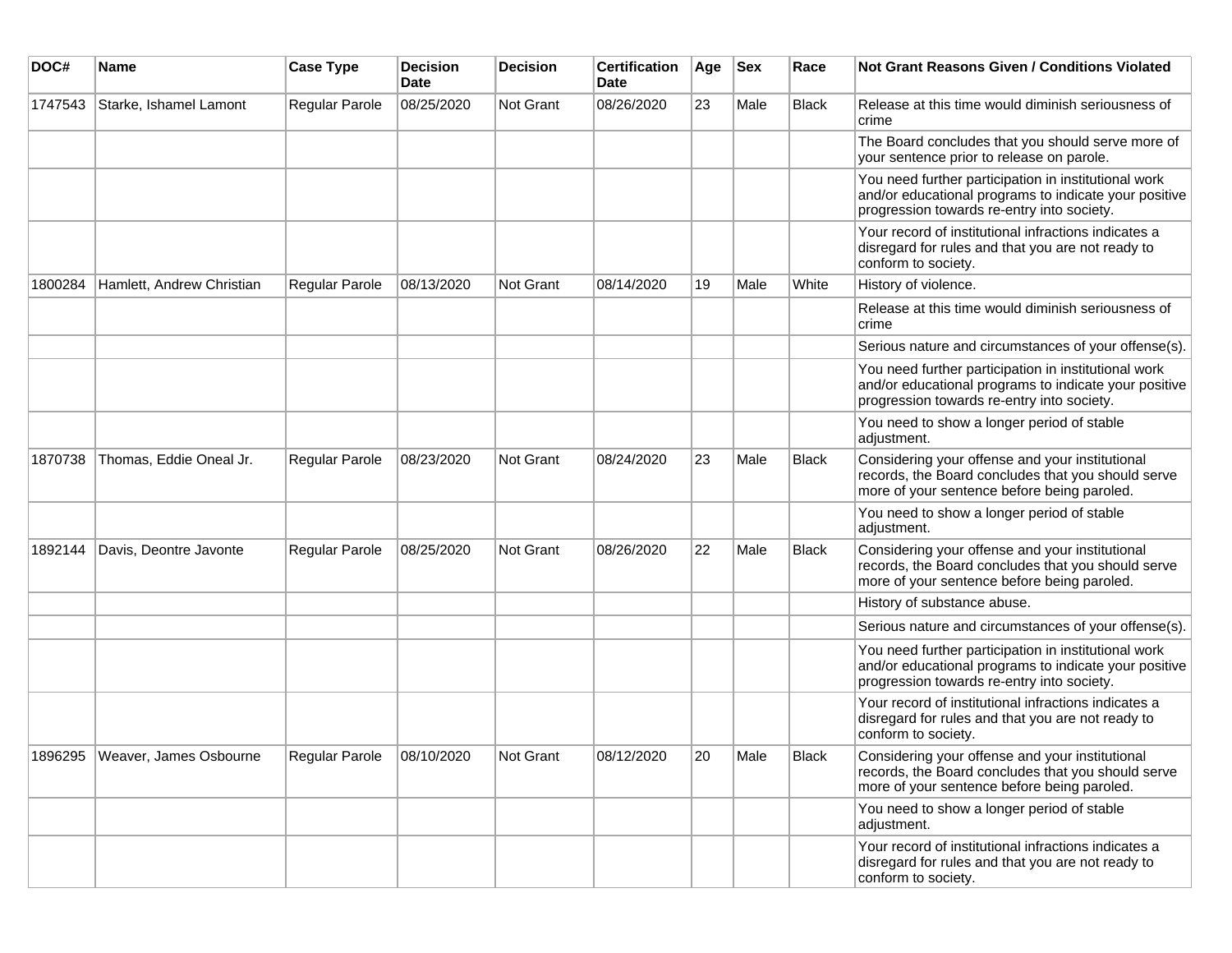| DOC# | Name | Case Type | Decision Date | Decision | Certification Date | Age | Sex | Race | Not Grant Reasons Given / Conditions Violated |
|---|---|---|---|---|---|---|---|---|---|
| 1747543 | Starke, Ishamel Lamont | Regular Parole | 08/25/2020 | Not Grant | 08/26/2020 | 23 | Male | Black | Release at this time would diminish seriousness of crime |
| | | | | | | | | | The Board concludes that you should serve more of your sentence prior to release on parole. |
| | | | | | | | | | You need further participation in institutional work and/or educational programs to indicate your positive progression towards re-entry into society. |
| | | | | | | | | | Your record of institutional infractions indicates a disregard for rules and that you are not ready to conform to society. |
| 1800284 | Hamlett, Andrew Christian | Regular Parole | 08/13/2020 | Not Grant | 08/14/2020 | 19 | Male | White | History of violence. |
| | | | | | | | | | Release at this time would diminish seriousness of crime |
| | | | | | | | | | Serious nature and circumstances of your offense(s). |
| | | | | | | | | | You need further participation in institutional work and/or educational programs to indicate your positive progression towards re-entry into society. |
| | | | | | | | | | You need to show a longer period of stable adjustment. |
| 1870738 | Thomas, Eddie Oneal Jr. | Regular Parole | 08/23/2020 | Not Grant | 08/24/2020 | 23 | Male | Black | Considering your offense and your institutional records, the Board concludes that you should serve more of your sentence before being paroled. |
| | | | | | | | | | You need to show a longer period of stable adjustment. |
| 1892144 | Davis, Deontre Javonte | Regular Parole | 08/25/2020 | Not Grant | 08/26/2020 | 22 | Male | Black | Considering your offense and your institutional records, the Board concludes that you should serve more of your sentence before being paroled. |
| | | | | | | | | | History of substance abuse. |
| | | | | | | | | | Serious nature and circumstances of your offense(s). |
| | | | | | | | | | You need further participation in institutional work and/or educational programs to indicate your positive progression towards re-entry into society. |
| | | | | | | | | | Your record of institutional infractions indicates a disregard for rules and that you are not ready to conform to society. |
| 1896295 | Weaver, James Osbourne | Regular Parole | 08/10/2020 | Not Grant | 08/12/2020 | 20 | Male | Black | Considering your offense and your institutional records, the Board concludes that you should serve more of your sentence before being paroled. |
| | | | | | | | | | You need to show a longer period of stable adjustment. |
| | | | | | | | | | Your record of institutional infractions indicates a disregard for rules and that you are not ready to conform to society. |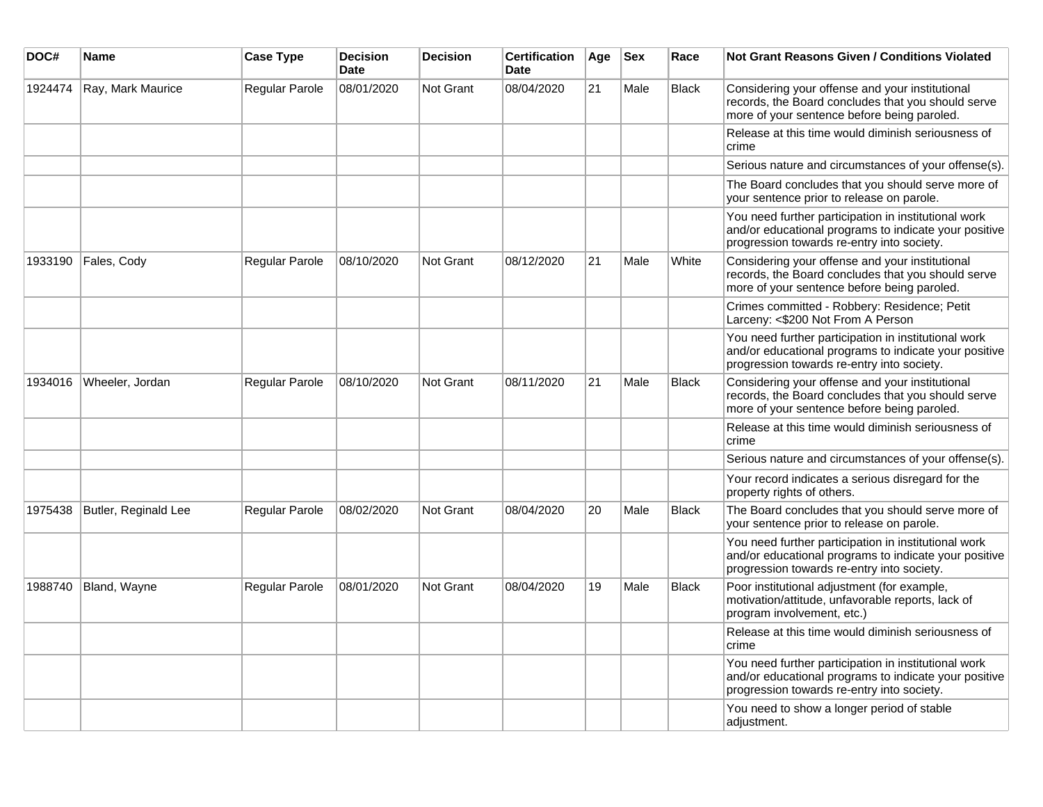| DOC# | Name | Case Type | Decision Date | Decision | Certification Date | Age | Sex | Race | Not Grant Reasons Given / Conditions Violated |
|---|---|---|---|---|---|---|---|---|---|
| 1924474 | Ray, Mark Maurice | Regular Parole | 08/01/2020 | Not Grant | 08/04/2020 | 21 | Male | Black | Considering your offense and your institutional records, the Board concludes that you should serve more of your sentence before being paroled. |
| | | | | | | | | | Release at this time would diminish seriousness of crime |
| | | | | | | | | | Serious nature and circumstances of your offense(s). |
| | | | | | | | | | The Board concludes that you should serve more of your sentence prior to release on parole. |
| | | | | | | | | | You need further participation in institutional work and/or educational programs to indicate your positive progression towards re-entry into society. |
| 1933190 | Fales, Cody | Regular Parole | 08/10/2020 | Not Grant | 08/12/2020 | 21 | Male | White | Considering your offense and your institutional records, the Board concludes that you should serve more of your sentence before being paroled. |
| | | | | | | | | | Crimes committed - Robbery: Residence; Petit Larceny: <$200 Not From A Person |
| | | | | | | | | | You need further participation in institutional work and/or educational programs to indicate your positive progression towards re-entry into society. |
| 1934016 | Wheeler, Jordan | Regular Parole | 08/10/2020 | Not Grant | 08/11/2020 | 21 | Male | Black | Considering your offense and your institutional records, the Board concludes that you should serve more of your sentence before being paroled. |
| | | | | | | | | | Release at this time would diminish seriousness of crime |
| | | | | | | | | | Serious nature and circumstances of your offense(s). |
| | | | | | | | | | Your record indicates a serious disregard for the property rights of others. |
| 1975438 | Butler, Reginald Lee | Regular Parole | 08/02/2020 | Not Grant | 08/04/2020 | 20 | Male | Black | The Board concludes that you should serve more of your sentence prior to release on parole. |
| | | | | | | | | | You need further participation in institutional work and/or educational programs to indicate your positive progression towards re-entry into society. |
| 1988740 | Bland, Wayne | Regular Parole | 08/01/2020 | Not Grant | 08/04/2020 | 19 | Male | Black | Poor institutional adjustment (for example, motivation/attitude, unfavorable reports, lack of program involvement, etc.) |
| | | | | | | | | | Release at this time would diminish seriousness of crime |
| | | | | | | | | | You need further participation in institutional work and/or educational programs to indicate your positive progression towards re-entry into society. |
| | | | | | | | | | You need to show a longer period of stable adjustment. |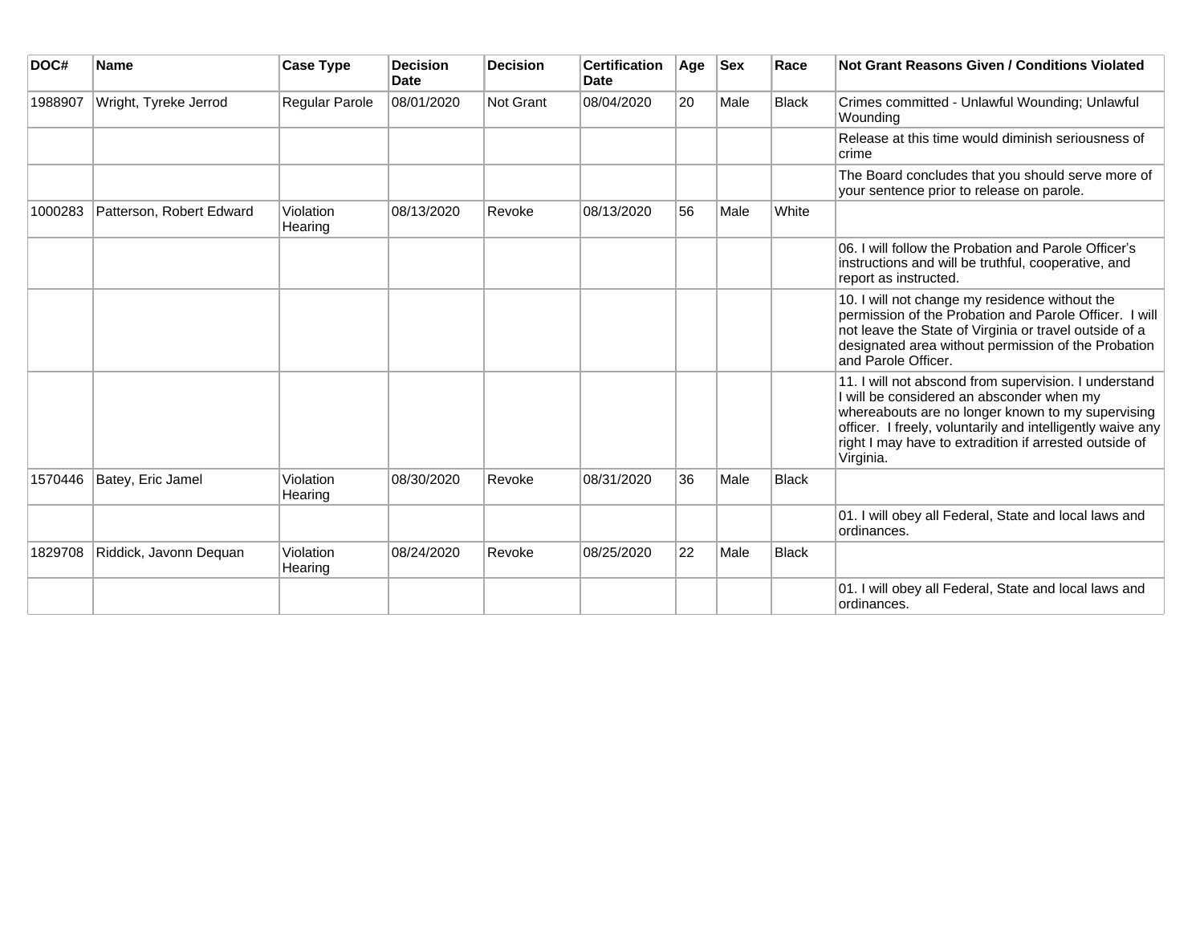| DOC# | Name | Case Type | Decision Date | Decision | Certification Date | Age | Sex | Race | Not Grant Reasons Given / Conditions Violated |
|---|---|---|---|---|---|---|---|---|---|
| 1988907 | Wright, Tyreke Jerrod | Regular Parole | 08/01/2020 | Not Grant | 08/04/2020 | 20 | Male | Black | Crimes committed - Unlawful Wounding; Unlawful Wounding |
| | | | | | | | | | Release at this time would diminish seriousness of crime |
| | | | | | | | | | The Board concludes that you should serve more of your sentence prior to release on parole. |
| 1000283 | Patterson, Robert Edward | Violation Hearing | 08/13/2020 | Revoke | 08/13/2020 | 56 | Male | White | |
| | | | | | | | | | 06. I will follow the Probation and Parole Officer's instructions and will be truthful, cooperative, and report as instructed. |
| | | | | | | | | | 10. I will not change my residence without the permission of the Probation and Parole Officer. I will not leave the State of Virginia or travel outside of a designated area without permission of the Probation and Parole Officer. |
| | | | | | | | | | 11. I will not abscond from supervision. I understand I will be considered an absconder when my whereabouts are no longer known to my supervising officer. I freely, voluntarily and intelligently waive any right I may have to extradition if arrested outside of Virginia. |
| 1570446 | Batey, Eric Jamel | Violation Hearing | 08/30/2020 | Revoke | 08/31/2020 | 36 | Male | Black | |
| | | | | | | | | | 01. I will obey all Federal, State and local laws and ordinances. |
| 1829708 | Riddick, Javonn Dequan | Violation Hearing | 08/24/2020 | Revoke | 08/25/2020 | 22 | Male | Black | |
| | | | | | | | | | 01. I will obey all Federal, State and local laws and ordinances. |